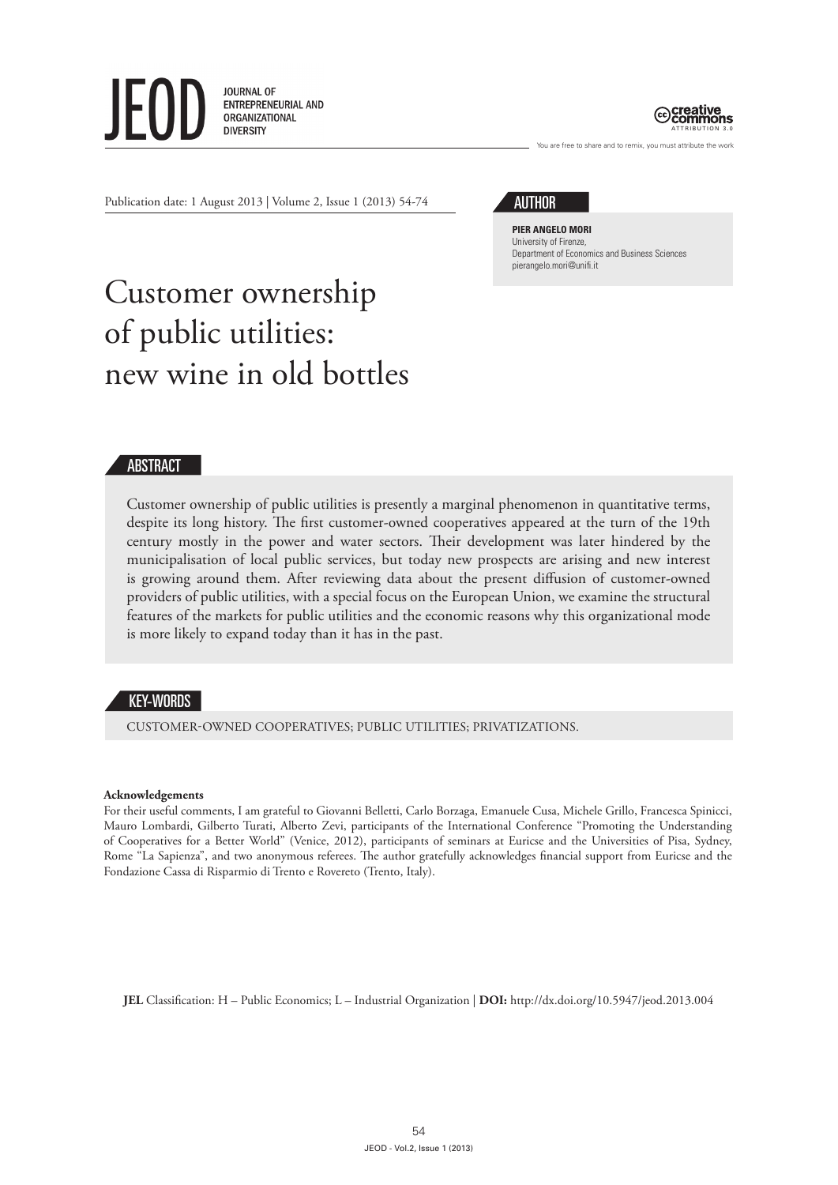Publication date: 1 August 2013 | Volume 2, Issue 1 (2013) 54-74

## AUTHOR

**PIER ANGELO MORI**
University of Firenze,
Department of Economics and Business Sciences
pierangelo.mori@unifi.it

# Customer ownership of public utilities: new wine in old bottles

## ABSTRACT

Customer ownership of public utilities is presently a marginal phenomenon in quantitative terms, despite its long history. The first customer-owned cooperatives appeared at the turn of the 19th century mostly in the power and water sectors. Their development was later hindered by the municipalisation of local public services, but today new prospects are arising and new interest is growing around them. After reviewing data about the present diffusion of customer-owned providers of public utilities, with a special focus on the European Union, we examine the structural features of the markets for public utilities and the economic reasons why this organizational mode is more likely to expand today than it has in the past.

## KEY-WORDS

CUSTOMER-OWNED COOPERATIVES; PUBLIC UTILITIES; PRIVATIZATIONS.

**Acknowledgements**
For their useful comments, I am grateful to Giovanni Belletti, Carlo Borzaga, Emanuele Cusa, Michele Grillo, Francesca Spinicci, Mauro Lombardi, Gilberto Turati, Alberto Zevi, participants of the International Conference "Promoting the Understanding of Cooperatives for a Better World" (Venice, 2012), participants of seminars at Euricse and the Universities of Pisa, Sydney, Rome "La Sapienza", and two anonymous referees. The author gratefully acknowledges financial support from Euricse and the Fondazione Cassa di Risparmio di Trento e Rovereto (Trento, Italy).

**JEL** Classification: H – Public Economics; L – Industrial Organization | **DOI:** http://dx.doi.org/10.5947/jeod.2013.004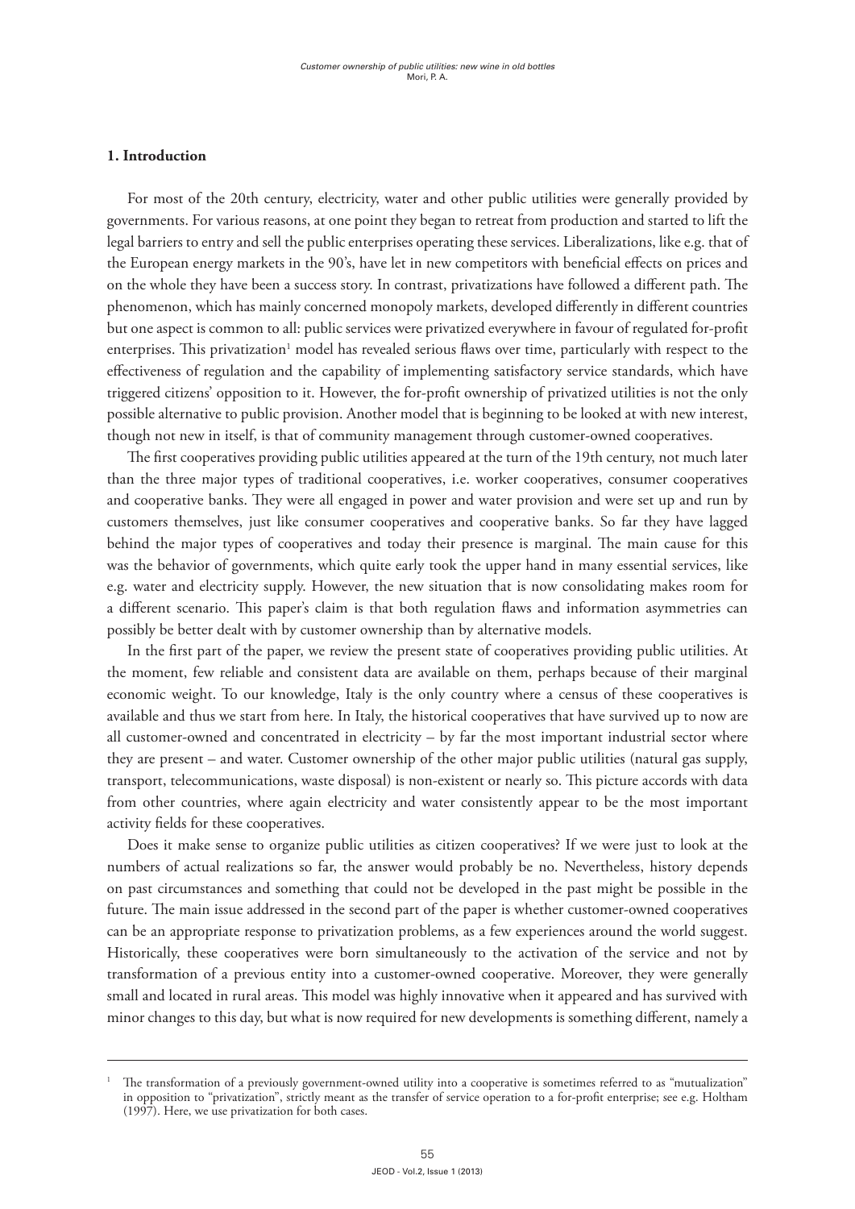## 1. Introduction

For most of the 20th century, electricity, water and other public utilities were generally provided by governments. For various reasons, at one point they began to retreat from production and started to lift the legal barriers to entry and sell the public enterprises operating these services. Liberalizations, like e.g. that of the European energy markets in the 90's, have let in new competitors with beneficial effects on prices and on the whole they have been a success story. In contrast, privatizations have followed a different path. The phenomenon, which has mainly concerned monopoly markets, developed differently in different countries but one aspect is common to all: public services were privatized everywhere in favour of regulated for-profit enterprises. This privatization[1] model has revealed serious flaws over time, particularly with respect to the effectiveness of regulation and the capability of implementing satisfactory service standards, which have triggered citizens' opposition to it. However, the for-profit ownership of privatized utilities is not the only possible alternative to public provision. Another model that is beginning to be looked at with new interest, though not new in itself, is that of community management through customer-owned cooperatives.

The first cooperatives providing public utilities appeared at the turn of the 19th century, not much later than the three major types of traditional cooperatives, i.e. worker cooperatives, consumer cooperatives and cooperative banks. They were all engaged in power and water provision and were set up and run by customers themselves, just like consumer cooperatives and cooperative banks. So far they have lagged behind the major types of cooperatives and today their presence is marginal. The main cause for this was the behavior of governments, which quite early took the upper hand in many essential services, like e.g. water and electricity supply. However, the new situation that is now consolidating makes room for a different scenario. This paper's claim is that both regulation flaws and information asymmetries can possibly be better dealt with by customer ownership than by alternative models.

In the first part of the paper, we review the present state of cooperatives providing public utilities. At the moment, few reliable and consistent data are available on them, perhaps because of their marginal economic weight. To our knowledge, Italy is the only country where a census of these cooperatives is available and thus we start from here. In Italy, the historical cooperatives that have survived up to now are all customer-owned and concentrated in electricity – by far the most important industrial sector where they are present – and water. Customer ownership of the other major public utilities (natural gas supply, transport, telecommunications, waste disposal) is non-existent or nearly so. This picture accords with data from other countries, where again electricity and water consistently appear to be the most important activity fields for these cooperatives.

Does it make sense to organize public utilities as citizen cooperatives? If we were just to look at the numbers of actual realizations so far, the answer would probably be no. Nevertheless, history depends on past circumstances and something that could not be developed in the past might be possible in the future. The main issue addressed in the second part of the paper is whether customer-owned cooperatives can be an appropriate response to privatization problems, as a few experiences around the world suggest. Historically, these cooperatives were born simultaneously to the activation of the service and not by transformation of a previous entity into a customer-owned cooperative. Moreover, they were generally small and located in rural areas. This model was highly innovative when it appeared and has survived with minor changes to this day, but what is now required for new developments is something different, namely a

[1] The transformation of a previously government-owned utility into a cooperative is sometimes referred to as "mutualization" in opposition to "privatization", strictly meant as the transfer of service operation to a for-profit enterprise; see e.g. Holtham (1997). Here, we use privatization for both cases.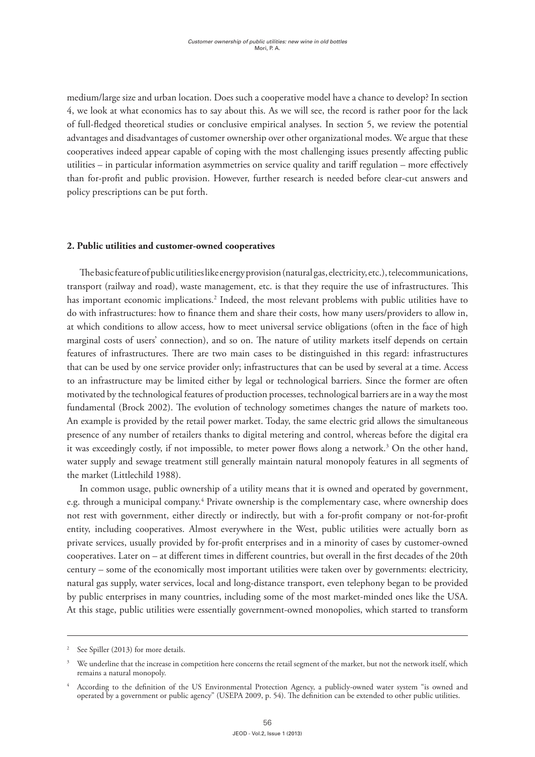medium/large size and urban location. Does such a cooperative model have a chance to develop? In section 4, we look at what economics has to say about this. As we will see, the record is rather poor for the lack of full-fledged theoretical studies or conclusive empirical analyses. In section 5, we review the potential advantages and disadvantages of customer ownership over other organizational modes. We argue that these cooperatives indeed appear capable of coping with the most challenging issues presently affecting public utilities – in particular information asymmetries on service quality and tariff regulation – more effectively than for-profit and public provision. However, further research is needed before clear-cut answers and policy prescriptions can be put forth.

## 2. Public utilities and customer-owned cooperatives

The basic feature of public utilities like energy provision (natural gas, electricity, etc.), telecommunications, transport (railway and road), waste management, etc. is that they require the use of infrastructures. This has important economic implications.[2] Indeed, the most relevant problems with public utilities have to do with infrastructures: how to finance them and share their costs, how many users/providers to allow in, at which conditions to allow access, how to meet universal service obligations (often in the face of high marginal costs of users' connection), and so on. The nature of utility markets itself depends on certain features of infrastructures. There are two main cases to be distinguished in this regard: infrastructures that can be used by one service provider only; infrastructures that can be used by several at a time. Access to an infrastructure may be limited either by legal or technological barriers. Since the former are often motivated by the technological features of production processes, technological barriers are in a way the most fundamental (Brock 2002). The evolution of technology sometimes changes the nature of markets too. An example is provided by the retail power market. Today, the same electric grid allows the simultaneous presence of any number of retailers thanks to digital metering and control, whereas before the digital era it was exceedingly costly, if not impossible, to meter power flows along a network.[3] On the other hand, water supply and sewage treatment still generally maintain natural monopoly features in all segments of the market (Littlechild 1988).

In common usage, public ownership of a utility means that it is owned and operated by government, e.g. through a municipal company.[4] Private ownership is the complementary case, where ownership does not rest with government, either directly or indirectly, but with a for-profit company or not-for-profit entity, including cooperatives. Almost everywhere in the West, public utilities were actually born as private services, usually provided by for-profit enterprises and in a minority of cases by customer-owned cooperatives. Later on – at different times in different countries, but overall in the first decades of the 20th century – some of the economically most important utilities were taken over by governments: electricity, natural gas supply, water services, local and long-distance transport, even telephony began to be provided by public enterprises in many countries, including some of the most market-minded ones like the USA. At this stage, public utilities were essentially government-owned monopolies, which started to transform

---

[2] See Spiller (2013) for more details.

[3] We underline that the increase in competition here concerns the retail segment of the market, but not the network itself, which remains a natural monopoly.

[4] According to the definition of the US Environmental Protection Agency, a publicly-owned water system "is owned and operated by a government or public agency" (USEPA 2009, p. 54). The definition can be extended to other public utilities.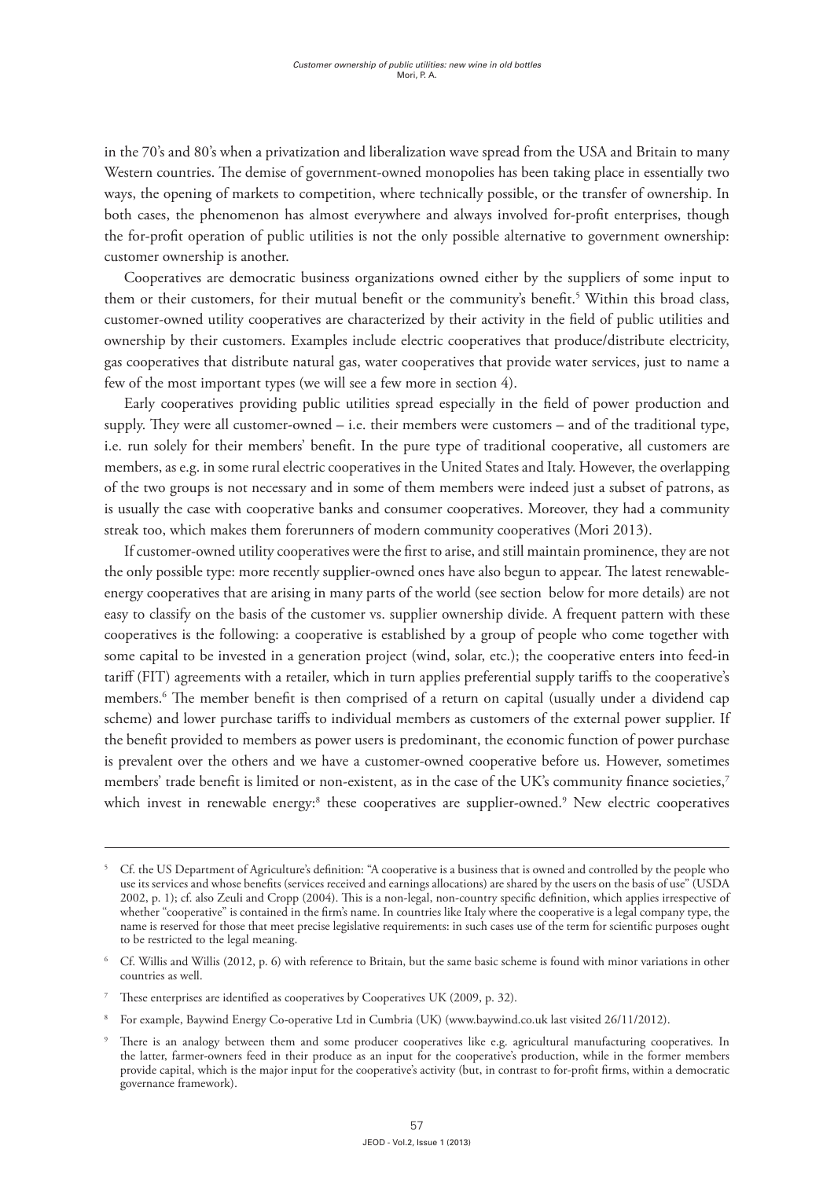in the 70's and 80's when a privatization and liberalization wave spread from the USA and Britain to many Western countries. The demise of government-owned monopolies has been taking place in essentially two ways, the opening of markets to competition, where technically possible, or the transfer of ownership. In both cases, the phenomenon has almost everywhere and always involved for-profit enterprises, though the for-profit operation of public utilities is not the only possible alternative to government ownership: customer ownership is another.

Cooperatives are democratic business organizations owned either by the suppliers of some input to them or their customers, for their mutual benefit or the community's benefit.[5] Within this broad class, customer-owned utility cooperatives are characterized by their activity in the field of public utilities and ownership by their customers. Examples include electric cooperatives that produce/distribute electricity, gas cooperatives that distribute natural gas, water cooperatives that provide water services, just to name a few of the most important types (we will see a few more in section 4).

Early cooperatives providing public utilities spread especially in the field of power production and supply. They were all customer-owned – i.e. their members were customers – and of the traditional type, i.e. run solely for their members' benefit. In the pure type of traditional cooperative, all customers are members, as e.g. in some rural electric cooperatives in the United States and Italy. However, the overlapping of the two groups is not necessary and in some of them members were indeed just a subset of patrons, as is usually the case with cooperative banks and consumer cooperatives. Moreover, they had a community streak too, which makes them forerunners of modern community cooperatives (Mori 2013).

If customer-owned utility cooperatives were the first to arise, and still maintain prominence, they are not the only possible type: more recently supplier-owned ones have also begun to appear. The latest renewable-energy cooperatives that are arising in many parts of the world (see section below for more details) are not easy to classify on the basis of the customer vs. supplier ownership divide. A frequent pattern with these cooperatives is the following: a cooperative is established by a group of people who come together with some capital to be invested in a generation project (wind, solar, etc.); the cooperative enters into feed-in tariff (FIT) agreements with a retailer, which in turn applies preferential supply tariffs to the cooperative's members.[6] The member benefit is then comprised of a return on capital (usually under a dividend cap scheme) and lower purchase tariffs to individual members as customers of the external power supplier. If the benefit provided to members as power users is predominant, the economic function of power purchase is prevalent over the others and we have a customer-owned cooperative before us. However, sometimes members' trade benefit is limited or non-existent, as in the case of the UK's community finance societies,[7] which invest in renewable energy:[8] these cooperatives are supplier-owned.[9] New electric cooperatives

---

[5] Cf. the US Department of Agriculture's definition: "A cooperative is a business that is owned and controlled by the people who use its services and whose benefits (services received and earnings allocations) are shared by the users on the basis of use" (USDA 2002, p. 1); cf. also Zeuli and Cropp (2004). This is a non-legal, non-country specific definition, which applies irrespective of whether "cooperative" is contained in the firm's name. In countries like Italy where the cooperative is a legal company type, the name is reserved for those that meet precise legislative requirements: in such cases use of the term for scientific purposes ought to be restricted to the legal meaning.

[6] Cf. Willis and Willis (2012, p. 6) with reference to Britain, but the same basic scheme is found with minor variations in other countries as well.

[7] These enterprises are identified as cooperatives by Cooperatives UK (2009, p. 32).

[8] For example, Baywind Energy Co-operative Ltd in Cumbria (UK) (www.baywind.co.uk last visited 26/11/2012).

[9] There is an analogy between them and some producer cooperatives like e.g. agricultural manufacturing cooperatives. In the latter, farmer-owners feed in their produce as an input for the cooperative's production, while in the former members provide capital, which is the major input for the cooperative's activity (but, in contrast to for-profit firms, within a democratic governance framework).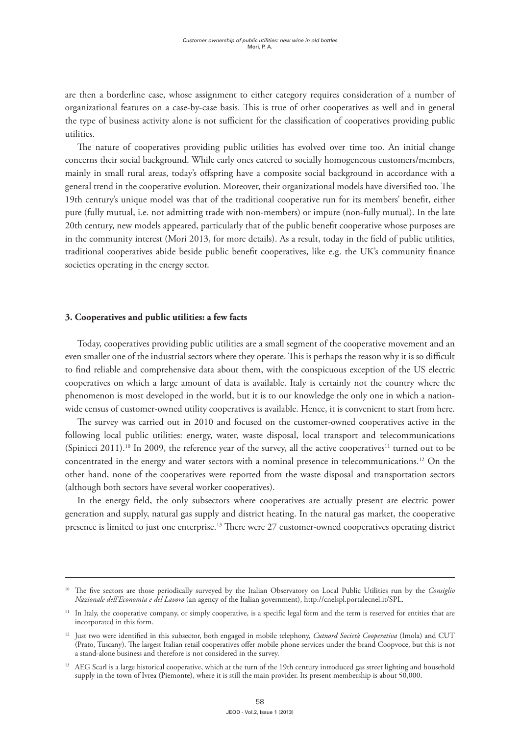are then a borderline case, whose assignment to either category requires consideration of a number of organizational features on a case-by-case basis. This is true of other cooperatives as well and in general the type of business activity alone is not sufficient for the classification of cooperatives providing public utilities.

The nature of cooperatives providing public utilities has evolved over time too. An initial change concerns their social background. While early ones catered to socially homogeneous customers/members, mainly in small rural areas, today's offspring have a composite social background in accordance with a general trend in the cooperative evolution. Moreover, their organizational models have diversified too. The 19th century's unique model was that of the traditional cooperative run for its members' benefit, either pure (fully mutual, i.e. not admitting trade with non-members) or impure (non-fully mutual). In the late 20th century, new models appeared, particularly that of the public benefit cooperative whose purposes are in the community interest (Mori 2013, for more details). As a result, today in the field of public utilities, traditional cooperatives abide beside public benefit cooperatives, like e.g. the UK's community finance societies operating in the energy sector.

### 3. Cooperatives and public utilities: a few facts

Today, cooperatives providing public utilities are a small segment of the cooperative movement and an even smaller one of the industrial sectors where they operate. This is perhaps the reason why it is so difficult to find reliable and comprehensive data about them, with the conspicuous exception of the US electric cooperatives on which a large amount of data is available. Italy is certainly not the country where the phenomenon is most developed in the world, but it is to our knowledge the only one in which a nation-wide census of customer-owned utility cooperatives is available. Hence, it is convenient to start from here.

The survey was carried out in 2010 and focused on the customer-owned cooperatives active in the following local public utilities: energy, water, waste disposal, local transport and telecommunications (Spinicci 2011).[10] In 2009, the reference year of the survey, all the active cooperatives[11] turned out to be concentrated in the energy and water sectors with a nominal presence in telecommunications.[12] On the other hand, none of the cooperatives were reported from the waste disposal and transportation sectors (although both sectors have several worker cooperatives).

In the energy field, the only subsectors where cooperatives are actually present are electric power generation and supply, natural gas supply and district heating. In the natural gas market, the cooperative presence is limited to just one enterprise.[13] There were 27 customer-owned cooperatives operating district

---

[10] The five sectors are those periodically surveyed by the Italian Observatory on Local Public Utilities run by the *Consiglio Nazionale dell'Economia e del Lavoro* (an agency of the Italian government), http://cnelspl.portalecnel.it/SPL.

[11] In Italy, the cooperative company, or simply cooperative, is a specific legal form and the term is reserved for entities that are incorporated in this form.

[12] Just two were identified in this subsector, both engaged in mobile telephony, *Cutnord Società Cooperativa* (Imola) and CUT (Prato, Tuscany). The largest Italian retail cooperatives offer mobile phone services under the brand Coopvoce, but this is not a stand-alone business and therefore is not considered in the survey.

[13] AEG Scarl is a large historical cooperative, which at the turn of the 19th century introduced gas street lighting and household supply in the town of Ivrea (Piemonte), where it is still the main provider. Its present membership is about 50,000.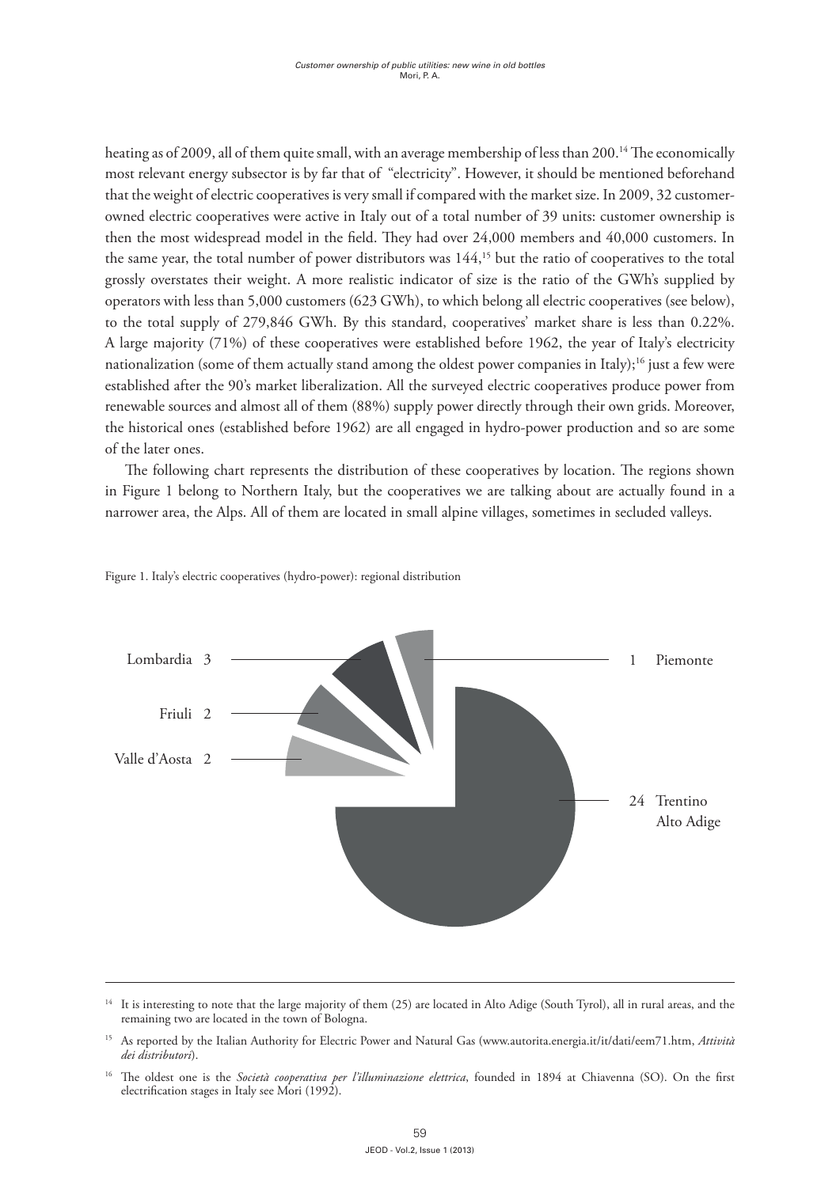heating as of 2009, all of them quite small, with an average membership of less than 200.[14] The economically most relevant energy subsector is by far that of "electricity". However, it should be mentioned beforehand that the weight of electric cooperatives is very small if compared with the market size. In 2009, 32 customer-owned electric cooperatives were active in Italy out of a total number of 39 units: customer ownership is then the most widespread model in the field. They had over 24,000 members and 40,000 customers. In the same year, the total number of power distributors was 144,[15] but the ratio of cooperatives to the total grossly overstates their weight. A more realistic indicator of size is the ratio of the GWh's supplied by operators with less than 5,000 customers (623 GWh), to which belong all electric cooperatives (see below), to the total supply of 279,846 GWh. By this standard, cooperatives' market share is less than 0.22%. A large majority (71%) of these cooperatives were established before 1962, the year of Italy's electricity nationalization (some of them actually stand among the oldest power companies in Italy);[16] just a few were established after the 90's market liberalization. All the surveyed electric cooperatives produce power from renewable sources and almost all of them (88%) supply power directly through their own grids. Moreover, the historical ones (established before 1962) are all engaged in hydro-power production and so are some of the later ones.

The following chart represents the distribution of these cooperatives by location. The regions shown in Figure 1 belong to Northern Italy, but the cooperatives we are talking about are actually found in a narrower area, the Alps. All of them are located in small alpine villages, sometimes in secluded valleys.

Figure 1. Italy's electric cooperatives (hydro-power): regional distribution

| Region | Number |
|---|---|
| Trentino Alto Adige | 24 |
| Lombardia | 3 |
| Friuli | 2 |
| Valle d'Aosta | 2 |
| Piemonte | 1 |

---

[14] It is interesting to note that the large majority of them (25) are located in Alto Adige (South Tyrol), all in rural areas, and the remaining two are located in the town of Bologna.

[15] As reported by the Italian Authority for Electric Power and Natural Gas (www.autorita.energia.it/it/dati/eem71.htm, *Attività dei distributori*).

[16] The oldest one is the *Società cooperativa per l'illuminazione elettrica*, founded in 1894 at Chiavenna (SO). On the first electrification stages in Italy see Mori (1992).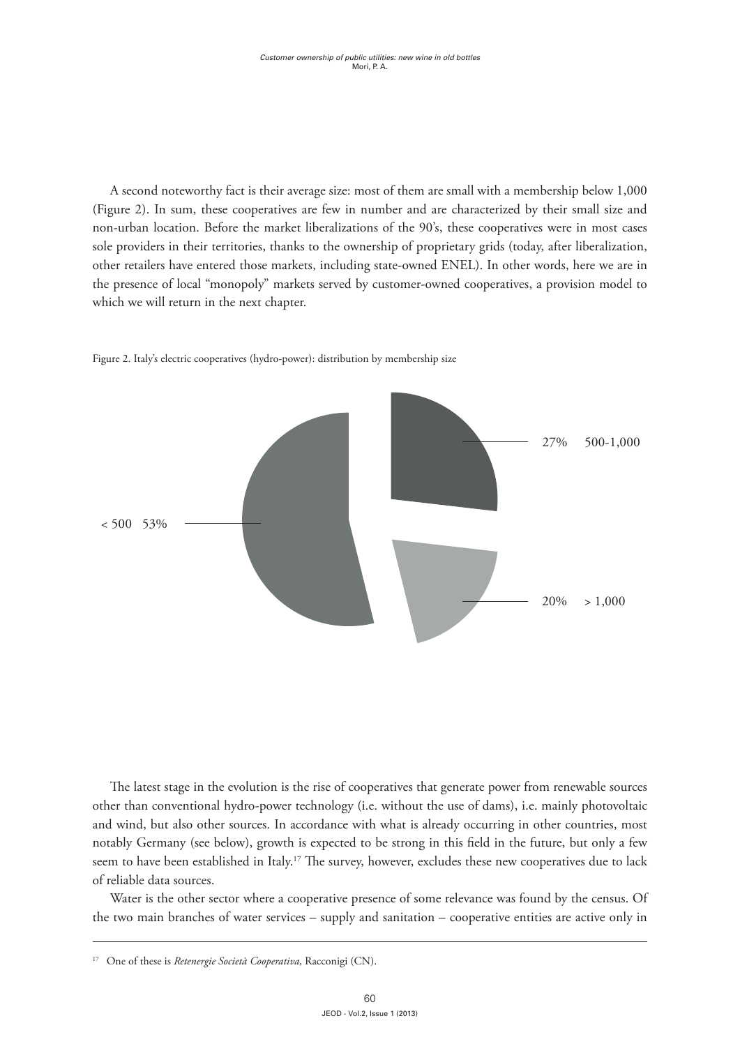A second noteworthy fact is their average size: most of them are small with a membership below 1,000 (Figure 2). In sum, these cooperatives are few in number and are characterized by their small size and non-urban location. Before the market liberalizations of the 90's, these cooperatives were in most cases sole providers in their territories, thanks to the ownership of proprietary grids (today, after liberalization, other retailers have entered those markets, including state-owned ENEL). In other words, here we are in the presence of local "monopoly" markets served by customer-owned cooperatives, a provision model to which we will return in the next chapter.

Figure 2. Italy's electric cooperatives (hydro-power): distribution by membership size

< 500 53%

27% 500-1,000

20% > 1,000

The latest stage in the evolution is the rise of cooperatives that generate power from renewable sources other than conventional hydro-power technology (i.e. without the use of dams), i.e. mainly photovoltaic and wind, but also other sources. In accordance with what is already occurring in other countries, most notably Germany (see below), growth is expected to be strong in this field in the future, but only a few seem to have been established in Italy.[17] The survey, however, excludes these new cooperatives due to lack of reliable data sources.

Water is the other sector where a cooperative presence of some relevance was found by the census. Of the two main branches of water services – supply and sanitation – cooperative entities are active only in

---

[17] One of these is *Retenergie Società Cooperativa*, Racconigi (CN).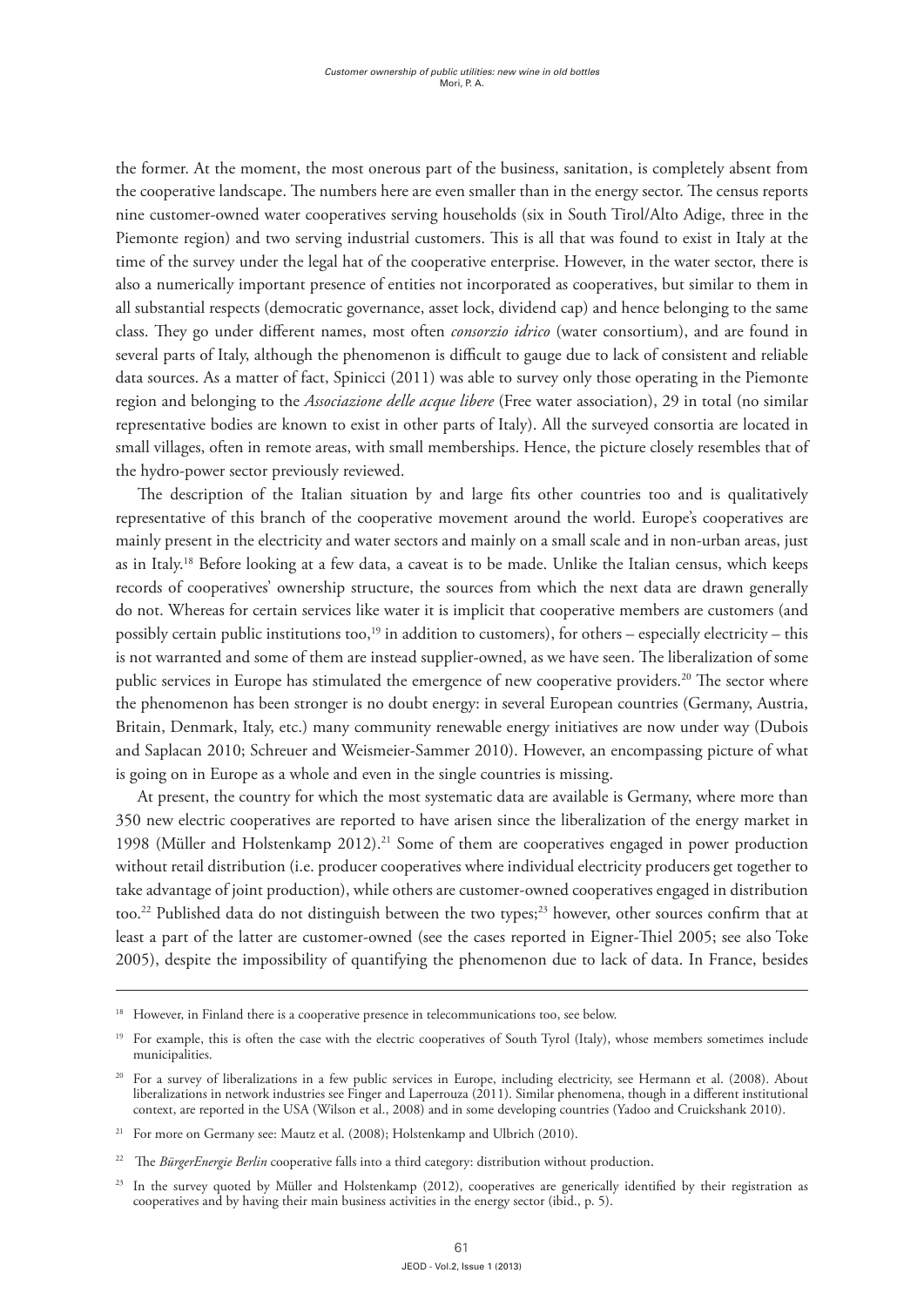the former. At the moment, the most onerous part of the business, sanitation, is completely absent from the cooperative landscape. The numbers here are even smaller than in the energy sector. The census reports nine customer-owned water cooperatives serving households (six in South Tirol/Alto Adige, three in the Piemonte region) and two serving industrial customers. This is all that was found to exist in Italy at the time of the survey under the legal hat of the cooperative enterprise. However, in the water sector, there is also a numerically important presence of entities not incorporated as cooperatives, but similar to them in all substantial respects (democratic governance, asset lock, dividend cap) and hence belonging to the same class. They go under different names, most often *consorzio idrico* (water consortium), and are found in several parts of Italy, although the phenomenon is difficult to gauge due to lack of consistent and reliable data sources. As a matter of fact, Spinicci (2011) was able to survey only those operating in the Piemonte region and belonging to the *Associazione delle acque libere* (Free water association), 29 in total (no similar representative bodies are known to exist in other parts of Italy). All the surveyed consortia are located in small villages, often in remote areas, with small memberships. Hence, the picture closely resembles that of the hydro-power sector previously reviewed.

The description of the Italian situation by and large fits other countries too and is qualitatively representative of this branch of the cooperative movement around the world. Europe's cooperatives are mainly present in the electricity and water sectors and mainly on a small scale and in non-urban areas, just as in Italy.[18] Before looking at a few data, a caveat is to be made. Unlike the Italian census, which keeps records of cooperatives' ownership structure, the sources from which the next data are drawn generally do not. Whereas for certain services like water it is implicit that cooperative members are customers (and possibly certain public institutions too,[19] in addition to customers), for others – especially electricity – this is not warranted and some of them are instead supplier-owned, as we have seen. The liberalization of some public services in Europe has stimulated the emergence of new cooperative providers.[20] The sector where the phenomenon has been stronger is no doubt energy: in several European countries (Germany, Austria, Britain, Denmark, Italy, etc.) many community renewable energy initiatives are now under way (Dubois and Saplacan 2010; Schreuer and Weismeier-Sammer 2010). However, an encompassing picture of what is going on in Europe as a whole and even in the single countries is missing.

At present, the country for which the most systematic data are available is Germany, where more than 350 new electric cooperatives are reported to have arisen since the liberalization of the energy market in 1998 (Müller and Holstenkamp 2012).[21] Some of them are cooperatives engaged in power production without retail distribution (i.e. producer cooperatives where individual electricity producers get together to take advantage of joint production), while others are customer-owned cooperatives engaged in distribution too.[22] Published data do not distinguish between the two types;[23] however, other sources confirm that at least a part of the latter are customer-owned (see the cases reported in Eigner-Thiel 2005; see also Toke 2005), despite the impossibility of quantifying the phenomenon due to lack of data. In France, besides

---

[18] However, in Finland there is a cooperative presence in telecommunications too, see below.

[19] For example, this is often the case with the electric cooperatives of South Tyrol (Italy), whose members sometimes include municipalities.

[20] For a survey of liberalizations in a few public services in Europe, including electricity, see Hermann et al. (2008). About liberalizations in network industries see Finger and Laperrouza (2011). Similar phenomena, though in a different institutional context, are reported in the USA (Wilson et al., 2008) and in some developing countries (Yadoo and Cruickshank 2010).

[21] For more on Germany see: Mautz et al. (2008); Holstenkamp and Ulbrich (2010).

[22] The *BürgerEnergie Berlin* cooperative falls into a third category: distribution without production.

[23] In the survey quoted by Müller and Holstenkamp (2012), cooperatives are generically identified by their registration as cooperatives and by having their main business activities in the energy sector (ibid., p. 5).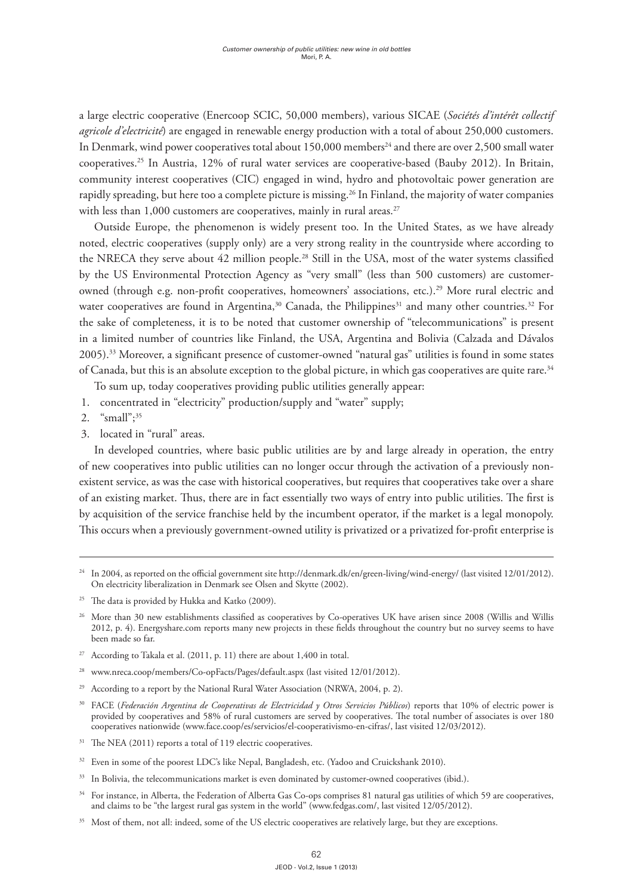a large electric cooperative (Enercoop SCIC, 50,000 members), various SICAE (*Sociétés d'intérêt collectif agricole d'electricité*) are engaged in renewable energy production with a total of about 250,000 customers. In Denmark, wind power cooperatives total about 150,000 members[24] and there are over 2,500 small water cooperatives.[25] In Austria, 12% of rural water services are cooperative-based (Bauby 2012). In Britain, community interest cooperatives (CIC) engaged in wind, hydro and photovoltaic power generation are rapidly spreading, but here too a complete picture is missing.[26] In Finland, the majority of water companies with less than 1,000 customers are cooperatives, mainly in rural areas.[27]

Outside Europe, the phenomenon is widely present too. In the United States, as we have already noted, electric cooperatives (supply only) are a very strong reality in the countryside where according to the NRECA they serve about 42 million people.[28] Still in the USA, most of the water systems classified by the US Environmental Protection Agency as "very small" (less than 500 customers) are customer-owned (through e.g. non-profit cooperatives, homeowners' associations, etc.).[29] More rural electric and water cooperatives are found in Argentina,[30] Canada, the Philippines[31] and many other countries.[32] For the sake of completeness, it is to be noted that customer ownership of "telecommunications" is present in a limited number of countries like Finland, the USA, Argentina and Bolivia (Calzada and Dávalos 2005).[33] Moreover, a significant presence of customer-owned "natural gas" utilities is found in some states of Canada, but this is an absolute exception to the global picture, in which gas cooperatives are quite rare.[34]

To sum up, today cooperatives providing public utilities generally appear:

1. concentrated in "electricity" production/supply and "water" supply;
2. "small";[35]
3. located in "rural" areas.

In developed countries, where basic public utilities are by and large already in operation, the entry of new cooperatives into public utilities can no longer occur through the activation of a previously non-existent service, as was the case with historical cooperatives, but requires that cooperatives take over a share of an existing market. Thus, there are in fact essentially two ways of entry into public utilities. The first is by acquisition of the service franchise held by the incumbent operator, if the market is a legal monopoly. This occurs when a previously government-owned utility is privatized or a privatized for-profit enterprise is

---

[24] In 2004, as reported on the official government site http://denmark.dk/en/green-living/wind-energy/ (last visited 12/01/2012). On electricity liberalization in Denmark see Olsen and Skytte (2002).

[25] The data is provided by Hukka and Katko (2009).

[26] More than 30 new establishments classified as cooperatives by Co-operatives UK have arisen since 2008 (Willis and Willis 2012, p. 4). Energyshare.com reports many new projects in these fields throughout the country but no survey seems to have been made so far.

[27] According to Takala et al. (2011, p. 11) there are about 1,400 in total.

[28] www.nreca.coop/members/Co-opFacts/Pages/default.aspx (last visited 12/01/2012).

[29] According to a report by the National Rural Water Association (NRWA, 2004, p. 2).

[30] FACE (*Federación Argentina de Cooperativas de Electricidad y Otros Servicios Públicos*) reports that 10% of electric power is provided by cooperatives and 58% of rural customers are served by cooperatives. The total number of associates is over 180 cooperatives nationwide (www.face.coop/es/servicios/el-cooperativismo-en-cifras/, last visited 12/03/2012).

[31] The NEA (2011) reports a total of 119 electric cooperatives.

[32] Even in some of the poorest LDC's like Nepal, Bangladesh, etc. (Yadoo and Cruickshank 2010).

[33] In Bolivia, the telecommunications market is even dominated by customer-owned cooperatives (ibid.).

[34] For instance, in Alberta, the Federation of Alberta Gas Co-ops comprises 81 natural gas utilities of which 59 are cooperatives, and claims to be "the largest rural gas system in the world" (www.fedgas.com/, last visited 12/05/2012).

[35] Most of them, not all: indeed, some of the US electric cooperatives are relatively large, but they are exceptions.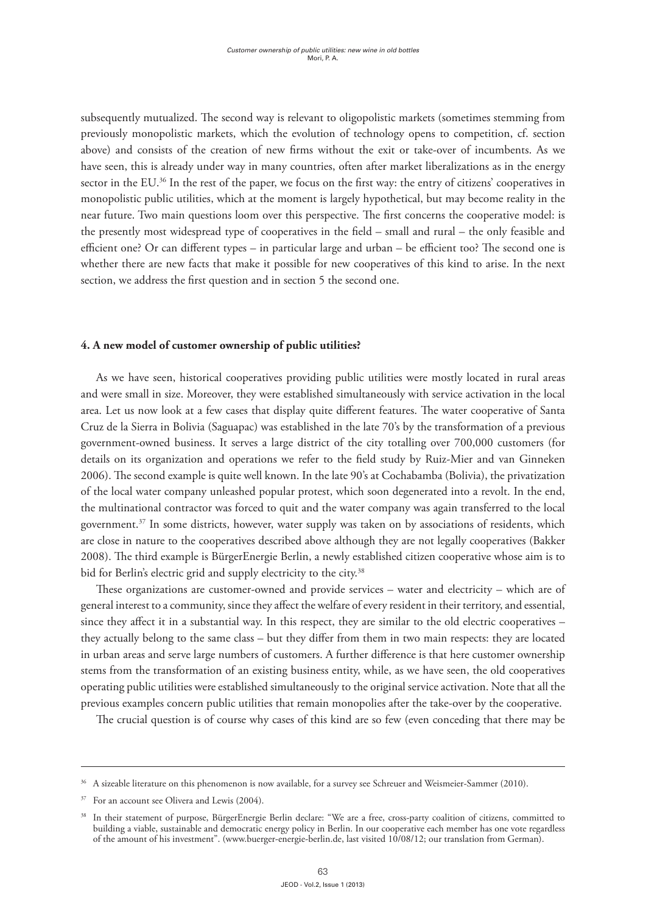subsequently mutualized. The second way is relevant to oligopolistic markets (sometimes stemming from previously monopolistic markets, which the evolution of technology opens to competition, cf. section above) and consists of the creation of new firms without the exit or take-over of incumbents. As we have seen, this is already under way in many countries, often after market liberalizations as in the energy sector in the EU.[36] In the rest of the paper, we focus on the first way: the entry of citizens' cooperatives in monopolistic public utilities, which at the moment is largely hypothetical, but may become reality in the near future. Two main questions loom over this perspective. The first concerns the cooperative model: is the presently most widespread type of cooperatives in the field – small and rural – the only feasible and efficient one? Or can different types – in particular large and urban – be efficient too? The second one is whether there are new facts that make it possible for new cooperatives of this kind to arise. In the next section, we address the first question and in section 5 the second one.

## 4. A new model of customer ownership of public utilities?

As we have seen, historical cooperatives providing public utilities were mostly located in rural areas and were small in size. Moreover, they were established simultaneously with service activation in the local area. Let us now look at a few cases that display quite different features. The water cooperative of Santa Cruz de la Sierra in Bolivia (Saguapac) was established in the late 70's by the transformation of a previous government-owned business. It serves a large district of the city totalling over 700,000 customers (for details on its organization and operations we refer to the field study by Ruiz-Mier and van Ginneken 2006). The second example is quite well known. In the late 90's at Cochabamba (Bolivia), the privatization of the local water company unleashed popular protest, which soon degenerated into a revolt. In the end, the multinational contractor was forced to quit and the water company was again transferred to the local government.[37] In some districts, however, water supply was taken on by associations of residents, which are close in nature to the cooperatives described above although they are not legally cooperatives (Bakker 2008). The third example is BürgerEnergie Berlin, a newly established citizen cooperative whose aim is to bid for Berlin's electric grid and supply electricity to the city.[38]

These organizations are customer-owned and provide services – water and electricity – which are of general interest to a community, since they affect the welfare of every resident in their territory, and essential, since they affect it in a substantial way. In this respect, they are similar to the old electric cooperatives – they actually belong to the same class – but they differ from them in two main respects: they are located in urban areas and serve large numbers of customers. A further difference is that here customer ownership stems from the transformation of an existing business entity, while, as we have seen, the old cooperatives operating public utilities were established simultaneously to the original service activation. Note that all the previous examples concern public utilities that remain monopolies after the take-over by the cooperative.

The crucial question is of course why cases of this kind are so few (even conceding that there may be

---

[36] A sizeable literature on this phenomenon is now available, for a survey see Schreuer and Weismeier-Sammer (2010).

[37] For an account see Olivera and Lewis (2004).

[38] In their statement of purpose, BürgerEnergie Berlin declare: "We are a free, cross-party coalition of citizens, committed to building a viable, sustainable and democratic energy policy in Berlin. In our cooperative each member has one vote regardless of the amount of his investment". (www.buerger-energie-berlin.de, last visited 10/08/12; our translation from German).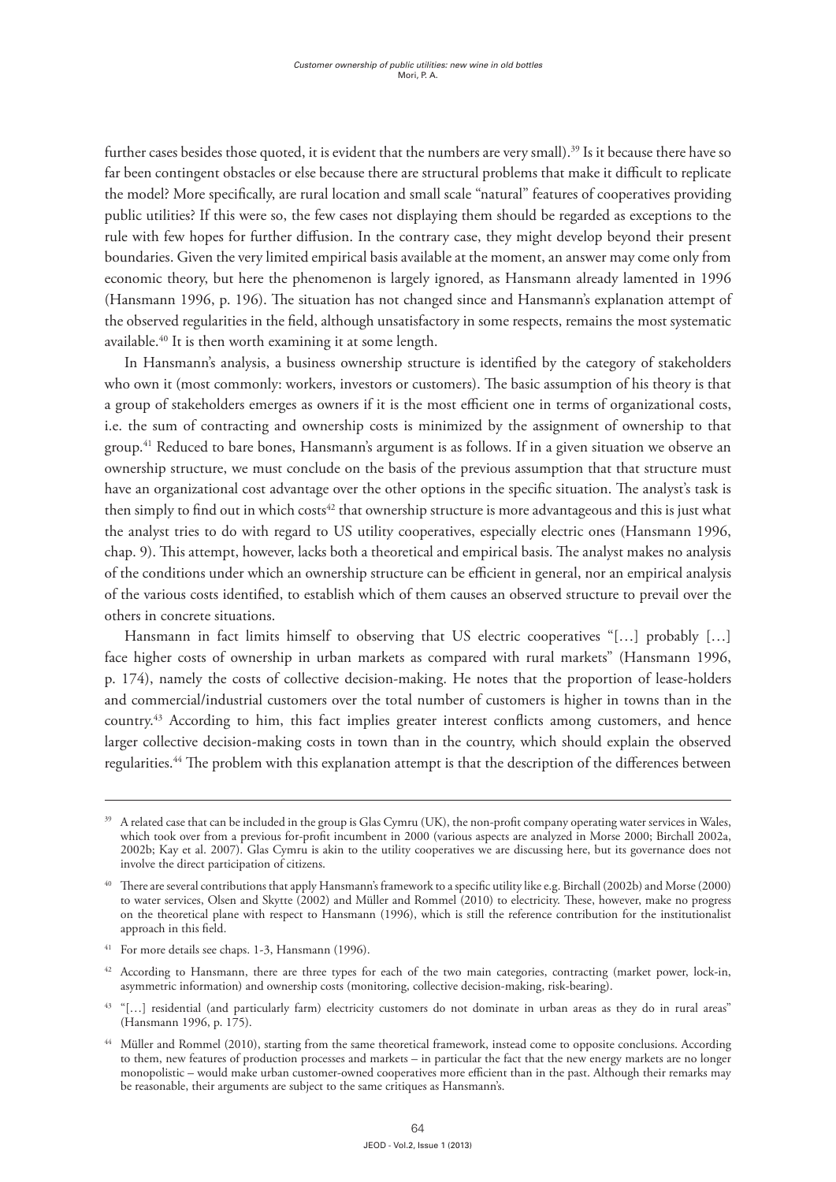further cases besides those quoted, it is evident that the numbers are very small).[39] Is it because there have so far been contingent obstacles or else because there are structural problems that make it difficult to replicate the model? More specifically, are rural location and small scale "natural" features of cooperatives providing public utilities? If this were so, the few cases not displaying them should be regarded as exceptions to the rule with few hopes for further diffusion. In the contrary case, they might develop beyond their present boundaries. Given the very limited empirical basis available at the moment, an answer may come only from economic theory, but here the phenomenon is largely ignored, as Hansmann already lamented in 1996 (Hansmann 1996, p. 196). The situation has not changed since and Hansmann's explanation attempt of the observed regularities in the field, although unsatisfactory in some respects, remains the most systematic available.[40] It is then worth examining it at some length.

In Hansmann's analysis, a business ownership structure is identified by the category of stakeholders who own it (most commonly: workers, investors or customers). The basic assumption of his theory is that a group of stakeholders emerges as owners if it is the most efficient one in terms of organizational costs, i.e. the sum of contracting and ownership costs is minimized by the assignment of ownership to that group.[41] Reduced to bare bones, Hansmann's argument is as follows. If in a given situation we observe an ownership structure, we must conclude on the basis of the previous assumption that that structure must have an organizational cost advantage over the other options in the specific situation. The analyst's task is then simply to find out in which costs[42] that ownership structure is more advantageous and this is just what the analyst tries to do with regard to US utility cooperatives, especially electric ones (Hansmann 1996, chap. 9). This attempt, however, lacks both a theoretical and empirical basis. The analyst makes no analysis of the conditions under which an ownership structure can be efficient in general, nor an empirical analysis of the various costs identified, to establish which of them causes an observed structure to prevail over the others in concrete situations.

Hansmann in fact limits himself to observing that US electric cooperatives "[…] probably […] face higher costs of ownership in urban markets as compared with rural markets" (Hansmann 1996, p. 174), namely the costs of collective decision-making. He notes that the proportion of lease-holders and commercial/industrial customers over the total number of customers is higher in towns than in the country.[43] According to him, this fact implies greater interest conflicts among customers, and hence larger collective decision-making costs in town than in the country, which should explain the observed regularities.[44] The problem with this explanation attempt is that the description of the differences between

---

[39] A related case that can be included in the group is Glas Cymru (UK), the non-profit company operating water services in Wales, which took over from a previous for-profit incumbent in 2000 (various aspects are analyzed in Morse 2000; Birchall 2002a, 2002b; Kay et al. 2007). Glas Cymru is akin to the utility cooperatives we are discussing here, but its governance does not involve the direct participation of citizens.

[40] There are several contributions that apply Hansmann's framework to a specific utility like e.g. Birchall (2002b) and Morse (2000) to water services, Olsen and Skytte (2002) and Müller and Rommel (2010) to electricity. These, however, make no progress on the theoretical plane with respect to Hansmann (1996), which is still the reference contribution for the institutionalist approach in this field.

[41] For more details see chaps. 1-3, Hansmann (1996).

[42] According to Hansmann, there are three types for each of the two main categories, contracting (market power, lock-in, asymmetric information) and ownership costs (monitoring, collective decision-making, risk-bearing).

[43] "[…] residential (and particularly farm) electricity customers do not dominate in urban areas as they do in rural areas" (Hansmann 1996, p. 175).

[44] Müller and Rommel (2010), starting from the same theoretical framework, instead come to opposite conclusions. According to them, new features of production processes and markets – in particular the fact that the new energy markets are no longer monopolistic – would make urban customer-owned cooperatives more efficient than in the past. Although their remarks may be reasonable, their arguments are subject to the same critiques as Hansmann's.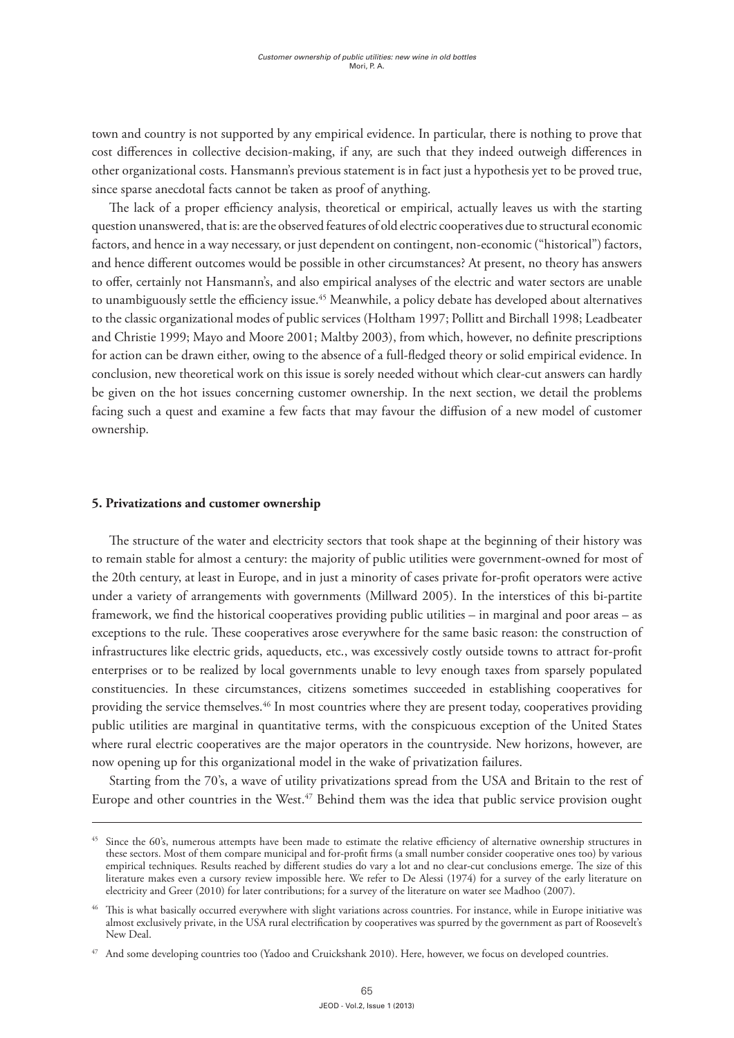town and country is not supported by any empirical evidence. In particular, there is nothing to prove that cost differences in collective decision-making, if any, are such that they indeed outweigh differences in other organizational costs. Hansmann's previous statement is in fact just a hypothesis yet to be proved true, since sparse anecdotal facts cannot be taken as proof of anything.

The lack of a proper efficiency analysis, theoretical or empirical, actually leaves us with the starting question unanswered, that is: are the observed features of old electric cooperatives due to structural economic factors, and hence in a way necessary, or just dependent on contingent, non-economic ("historical") factors, and hence different outcomes would be possible in other circumstances? At present, no theory has answers to offer, certainly not Hansmann's, and also empirical analyses of the electric and water sectors are unable to unambiguously settle the efficiency issue.[45] Meanwhile, a policy debate has developed about alternatives to the classic organizational modes of public services (Holtham 1997; Pollitt and Birchall 1998; Leadbeater and Christie 1999; Mayo and Moore 2001; Maltby 2003), from which, however, no definite prescriptions for action can be drawn either, owing to the absence of a full-fledged theory or solid empirical evidence. In conclusion, new theoretical work on this issue is sorely needed without which clear-cut answers can hardly be given on the hot issues concerning customer ownership. In the next section, we detail the problems facing such a quest and examine a few facts that may favour the diffusion of a new model of customer ownership.

## 5. Privatizations and customer ownership

The structure of the water and electricity sectors that took shape at the beginning of their history was to remain stable for almost a century: the majority of public utilities were government-owned for most of the 20th century, at least in Europe, and in just a minority of cases private for-profit operators were active under a variety of arrangements with governments (Millward 2005). In the interstices of this bi-partite framework, we find the historical cooperatives providing public utilities – in marginal and poor areas – as exceptions to the rule. These cooperatives arose everywhere for the same basic reason: the construction of infrastructures like electric grids, aqueducts, etc., was excessively costly outside towns to attract for-profit enterprises or to be realized by local governments unable to levy enough taxes from sparsely populated constituencies. In these circumstances, citizens sometimes succeeded in establishing cooperatives for providing the service themselves.[46] In most countries where they are present today, cooperatives providing public utilities are marginal in quantitative terms, with the conspicuous exception of the United States where rural electric cooperatives are the major operators in the countryside. New horizons, however, are now opening up for this organizational model in the wake of privatization failures.

Starting from the 70's, a wave of utility privatizations spread from the USA and Britain to the rest of Europe and other countries in the West.[47] Behind them was the idea that public service provision ought

---

[45] Since the 60's, numerous attempts have been made to estimate the relative efficiency of alternative ownership structures in these sectors. Most of them compare municipal and for-profit firms (a small number consider cooperative ones too) by various empirical techniques. Results reached by different studies do vary a lot and no clear-cut conclusions emerge. The size of this literature makes even a cursory review impossible here. We refer to De Alessi (1974) for a survey of the early literature on electricity and Greer (2010) for later contributions; for a survey of the literature on water see Madhoo (2007).

[46] This is what basically occurred everywhere with slight variations across countries. For instance, while in Europe initiative was almost exclusively private, in the USA rural electrification by cooperatives was spurred by the government as part of Roosevelt's New Deal.

[47] And some developing countries too (Yadoo and Cruickshank 2010). Here, however, we focus on developed countries.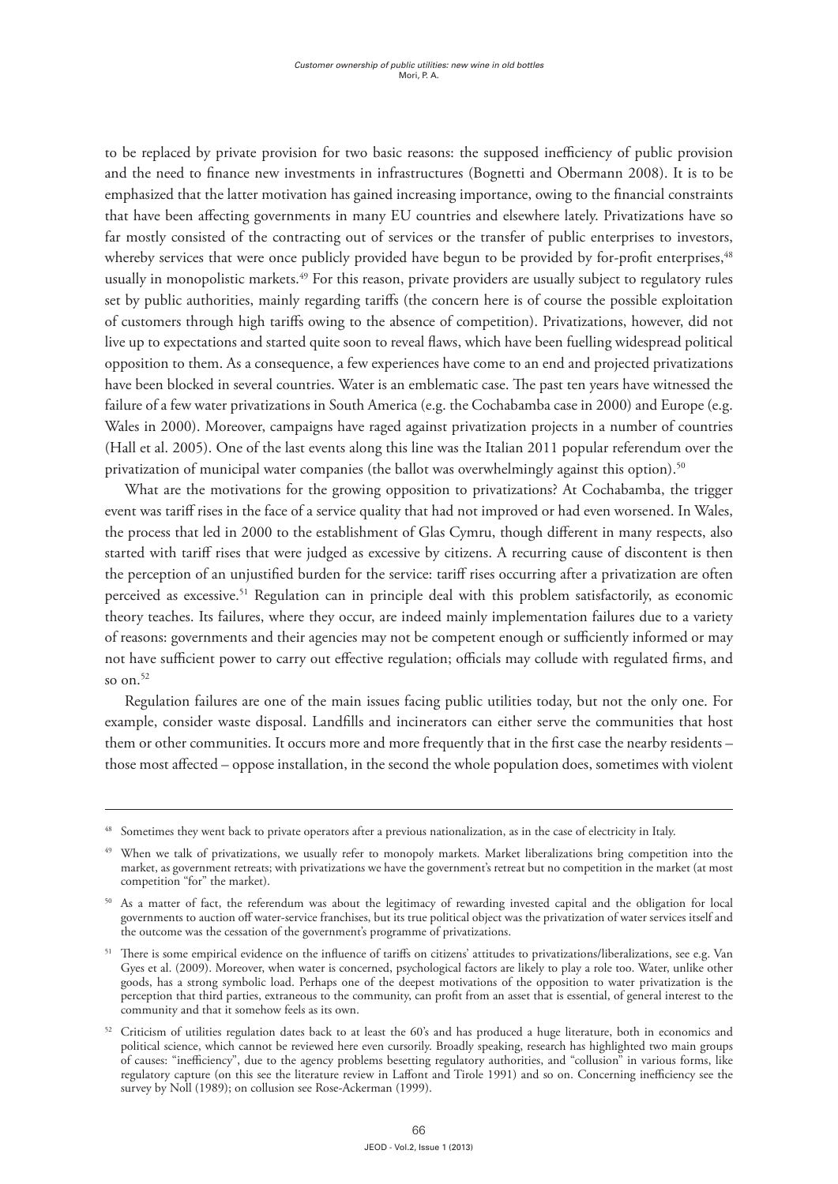to be replaced by private provision for two basic reasons: the supposed inefficiency of public provision and the need to finance new investments in infrastructures (Bognetti and Obermann 2008). It is to be emphasized that the latter motivation has gained increasing importance, owing to the financial constraints that have been affecting governments in many EU countries and elsewhere lately. Privatizations have so far mostly consisted of the contracting out of services or the transfer of public enterprises to investors, whereby services that were once publicly provided have begun to be provided by for-profit enterprises,[48] usually in monopolistic markets.[49] For this reason, private providers are usually subject to regulatory rules set by public authorities, mainly regarding tariffs (the concern here is of course the possible exploitation of customers through high tariffs owing to the absence of competition). Privatizations, however, did not live up to expectations and started quite soon to reveal flaws, which have been fuelling widespread political opposition to them. As a consequence, a few experiences have come to an end and projected privatizations have been blocked in several countries. Water is an emblematic case. The past ten years have witnessed the failure of a few water privatizations in South America (e.g. the Cochabamba case in 2000) and Europe (e.g. Wales in 2000). Moreover, campaigns have raged against privatization projects in a number of countries (Hall et al. 2005). One of the last events along this line was the Italian 2011 popular referendum over the privatization of municipal water companies (the ballot was overwhelmingly against this option).[50]

What are the motivations for the growing opposition to privatizations? At Cochabamba, the trigger event was tariff rises in the face of a service quality that had not improved or had even worsened. In Wales, the process that led in 2000 to the establishment of Glas Cymru, though different in many respects, also started with tariff rises that were judged as excessive by citizens. A recurring cause of discontent is then the perception of an unjustified burden for the service: tariff rises occurring after a privatization are often perceived as excessive.[51] Regulation can in principle deal with this problem satisfactorily, as economic theory teaches. Its failures, where they occur, are indeed mainly implementation failures due to a variety of reasons: governments and their agencies may not be competent enough or sufficiently informed or may not have sufficient power to carry out effective regulation; officials may collude with regulated firms, and so on.[52]

Regulation failures are one of the main issues facing public utilities today, but not the only one. For example, consider waste disposal. Landfills and incinerators can either serve the communities that host them or other communities. It occurs more and more frequently that in the first case the nearby residents – those most affected – oppose installation, in the second the whole population does, sometimes with violent

---

[48] Sometimes they went back to private operators after a previous nationalization, as in the case of electricity in Italy.

[49] When we talk of privatizations, we usually refer to monopoly markets. Market liberalizations bring competition into the market, as government retreats; with privatizations we have the government's retreat but no competition in the market (at most competition "for" the market).

[50] As a matter of fact, the referendum was about the legitimacy of rewarding invested capital and the obligation for local governments to auction off water-service franchises, but its true political object was the privatization of water services itself and the outcome was the cessation of the government's programme of privatizations.

[51] There is some empirical evidence on the influence of tariffs on citizens' attitudes to privatizations/liberalizations, see e.g. Van Gyes et al. (2009). Moreover, when water is concerned, psychological factors are likely to play a role too. Water, unlike other goods, has a strong symbolic load. Perhaps one of the deepest motivations of the opposition to water privatization is the perception that third parties, extraneous to the community, can profit from an asset that is essential, of general interest to the community and that it somehow feels as its own.

[52] Criticism of utilities regulation dates back to at least the 60's and has produced a huge literature, both in economics and political science, which cannot be reviewed here even cursorily. Broadly speaking, research has highlighted two main groups of causes: "inefficiency", due to the agency problems besetting regulatory authorities, and "collusion" in various forms, like regulatory capture (on this see the literature review in Laffont and Tirole 1991) and so on. Concerning inefficiency see the survey by Noll (1989); on collusion see Rose-Ackerman (1999).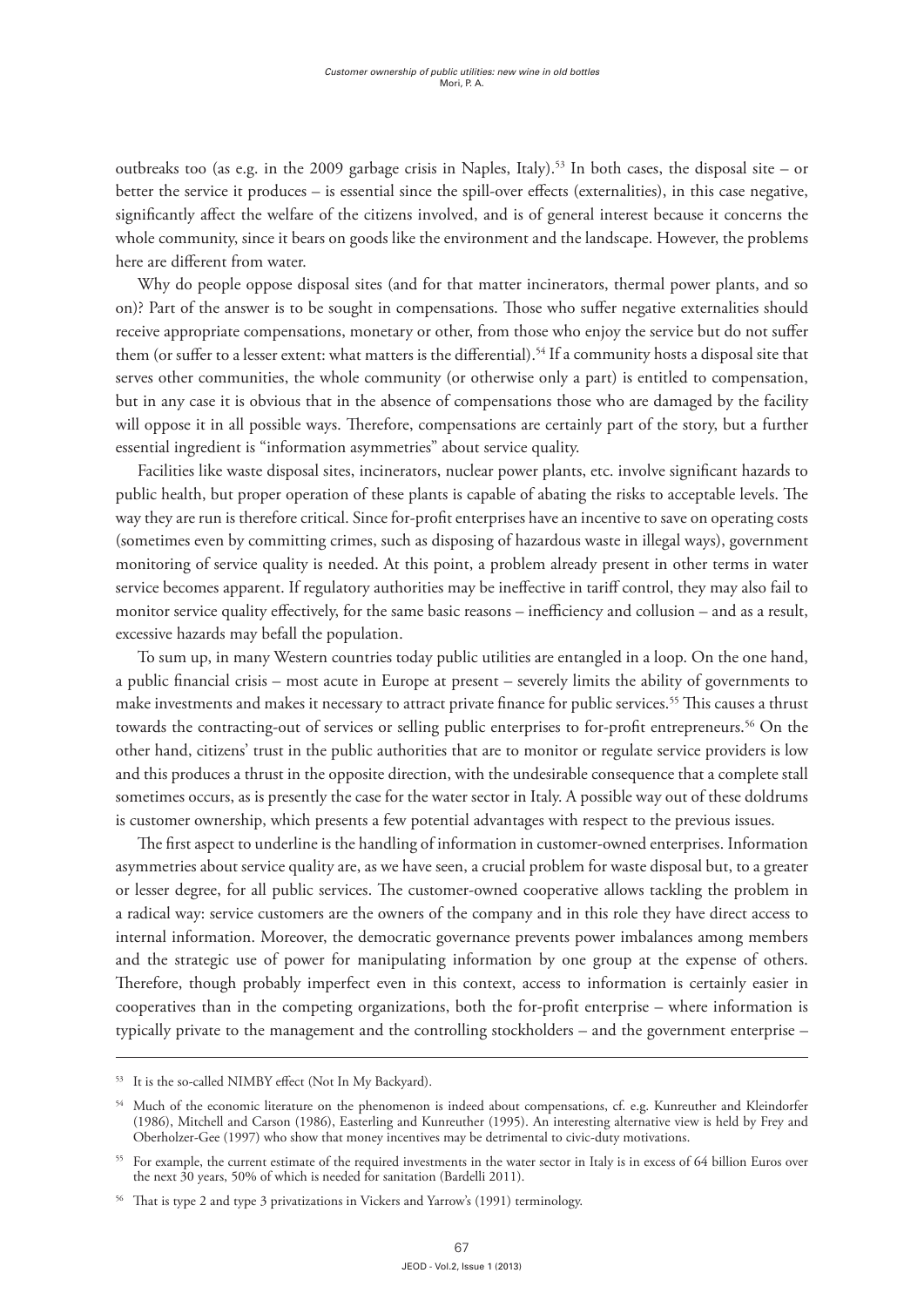outbreaks too (as e.g. in the 2009 garbage crisis in Naples, Italy).[53] In both cases, the disposal site – or better the service it produces – is essential since the spill-over effects (externalities), in this case negative, significantly affect the welfare of the citizens involved, and is of general interest because it concerns the whole community, since it bears on goods like the environment and the landscape. However, the problems here are different from water.

Why do people oppose disposal sites (and for that matter incinerators, thermal power plants, and so on)? Part of the answer is to be sought in compensations. Those who suffer negative externalities should receive appropriate compensations, monetary or other, from those who enjoy the service but do not suffer them (or suffer to a lesser extent: what matters is the differential).[54] If a community hosts a disposal site that serves other communities, the whole community (or otherwise only a part) is entitled to compensation, but in any case it is obvious that in the absence of compensations those who are damaged by the facility will oppose it in all possible ways. Therefore, compensations are certainly part of the story, but a further essential ingredient is "information asymmetries" about service quality.

Facilities like waste disposal sites, incinerators, nuclear power plants, etc. involve significant hazards to public health, but proper operation of these plants is capable of abating the risks to acceptable levels. The way they are run is therefore critical. Since for-profit enterprises have an incentive to save on operating costs (sometimes even by committing crimes, such as disposing of hazardous waste in illegal ways), government monitoring of service quality is needed. At this point, a problem already present in other terms in water service becomes apparent. If regulatory authorities may be ineffective in tariff control, they may also fail to monitor service quality effectively, for the same basic reasons – inefficiency and collusion – and as a result, excessive hazards may befall the population.

To sum up, in many Western countries today public utilities are entangled in a loop. On the one hand, a public financial crisis – most acute in Europe at present – severely limits the ability of governments to make investments and makes it necessary to attract private finance for public services.[55] This causes a thrust towards the contracting-out of services or selling public enterprises to for-profit entrepreneurs.[56] On the other hand, citizens' trust in the public authorities that are to monitor or regulate service providers is low and this produces a thrust in the opposite direction, with the undesirable consequence that a complete stall sometimes occurs, as is presently the case for the water sector in Italy. A possible way out of these doldrums is customer ownership, which presents a few potential advantages with respect to the previous issues.

The first aspect to underline is the handling of information in customer-owned enterprises. Information asymmetries about service quality are, as we have seen, a crucial problem for waste disposal but, to a greater or lesser degree, for all public services. The customer-owned cooperative allows tackling the problem in a radical way: service customers are the owners of the company and in this role they have direct access to internal information. Moreover, the democratic governance prevents power imbalances among members and the strategic use of power for manipulating information by one group at the expense of others. Therefore, though probably imperfect even in this context, access to information is certainly easier in cooperatives than in the competing organizations, both the for-profit enterprise – where information is typically private to the management and the controlling stockholders – and the government enterprise –

---

[53] It is the so-called NIMBY effect (Not In My Backyard).

[54] Much of the economic literature on the phenomenon is indeed about compensations, cf. e.g. Kunreuther and Kleindorfer (1986), Mitchell and Carson (1986), Easterling and Kunreuther (1995). An interesting alternative view is held by Frey and Oberholzer-Gee (1997) who show that money incentives may be detrimental to civic-duty motivations.

[55] For example, the current estimate of the required investments in the water sector in Italy is in excess of 64 billion Euros over the next 30 years, 50% of which is needed for sanitation (Bardelli 2011).

[56] That is type 2 and type 3 privatizations in Vickers and Yarrow's (1991) terminology.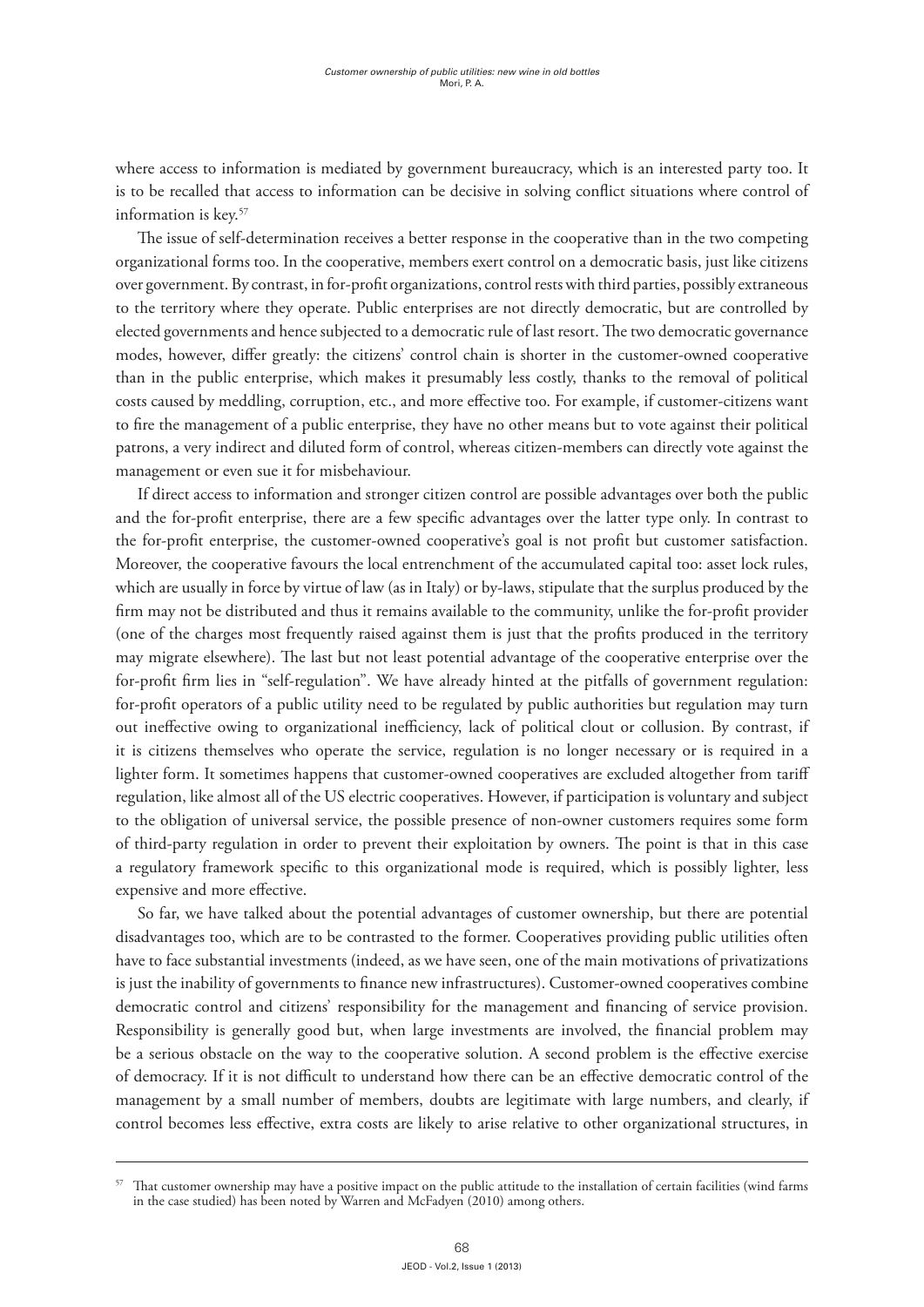where access to information is mediated by government bureaucracy, which is an interested party too. It is to be recalled that access to information can be decisive in solving conflict situations where control of information is key.[57]

The issue of self-determination receives a better response in the cooperative than in the two competing organizational forms too. In the cooperative, members exert control on a democratic basis, just like citizens over government. By contrast, in for-profit organizations, control rests with third parties, possibly extraneous to the territory where they operate. Public enterprises are not directly democratic, but are controlled by elected governments and hence subjected to a democratic rule of last resort. The two democratic governance modes, however, differ greatly: the citizens' control chain is shorter in the customer-owned cooperative than in the public enterprise, which makes it presumably less costly, thanks to the removal of political costs caused by meddling, corruption, etc., and more effective too. For example, if customer-citizens want to fire the management of a public enterprise, they have no other means but to vote against their political patrons, a very indirect and diluted form of control, whereas citizen-members can directly vote against the management or even sue it for misbehaviour.

If direct access to information and stronger citizen control are possible advantages over both the public and the for-profit enterprise, there are a few specific advantages over the latter type only. In contrast to the for-profit enterprise, the customer-owned cooperative's goal is not profit but customer satisfaction. Moreover, the cooperative favours the local entrenchment of the accumulated capital too: asset lock rules, which are usually in force by virtue of law (as in Italy) or by-laws, stipulate that the surplus produced by the firm may not be distributed and thus it remains available to the community, unlike the for-profit provider (one of the charges most frequently raised against them is just that the profits produced in the territory may migrate elsewhere). The last but not least potential advantage of the cooperative enterprise over the for-profit firm lies in "self-regulation". We have already hinted at the pitfalls of government regulation: for-profit operators of a public utility need to be regulated by public authorities but regulation may turn out ineffective owing to organizational inefficiency, lack of political clout or collusion. By contrast, if it is citizens themselves who operate the service, regulation is no longer necessary or is required in a lighter form. It sometimes happens that customer-owned cooperatives are excluded altogether from tariff regulation, like almost all of the US electric cooperatives. However, if participation is voluntary and subject to the obligation of universal service, the possible presence of non-owner customers requires some form of third-party regulation in order to prevent their exploitation by owners. The point is that in this case a regulatory framework specific to this organizational mode is required, which is possibly lighter, less expensive and more effective.

So far, we have talked about the potential advantages of customer ownership, but there are potential disadvantages too, which are to be contrasted to the former. Cooperatives providing public utilities often have to face substantial investments (indeed, as we have seen, one of the main motivations of privatizations is just the inability of governments to finance new infrastructures). Customer-owned cooperatives combine democratic control and citizens' responsibility for the management and financing of service provision. Responsibility is generally good but, when large investments are involved, the financial problem may be a serious obstacle on the way to the cooperative solution. A second problem is the effective exercise of democracy. If it is not difficult to understand how there can be an effective democratic control of the management by a small number of members, doubts are legitimate with large numbers, and clearly, if control becomes less effective, extra costs are likely to arise relative to other organizational structures, in

[57] That customer ownership may have a positive impact on the public attitude to the installation of certain facilities (wind farms in the case studied) has been noted by Warren and McFadyen (2010) among others.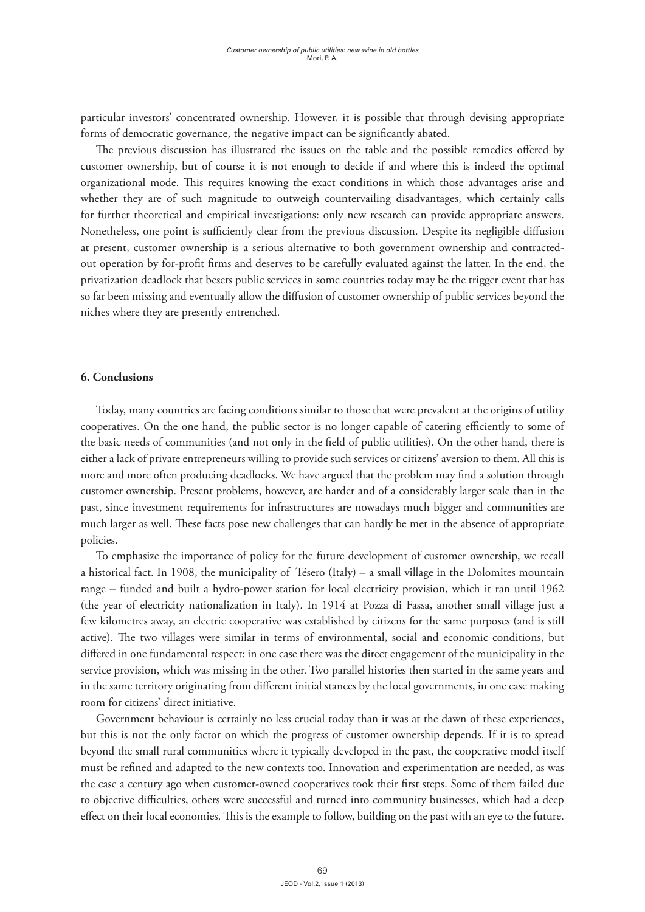particular investors' concentrated ownership. However, it is possible that through devising appropriate forms of democratic governance, the negative impact can be significantly abated.

The previous discussion has illustrated the issues on the table and the possible remedies offered by customer ownership, but of course it is not enough to decide if and where this is indeed the optimal organizational mode. This requires knowing the exact conditions in which those advantages arise and whether they are of such magnitude to outweigh countervailing disadvantages, which certainly calls for further theoretical and empirical investigations: only new research can provide appropriate answers. Nonetheless, one point is sufficiently clear from the previous discussion. Despite its negligible diffusion at present, customer ownership is a serious alternative to both government ownership and contracted-out operation by for-profit firms and deserves to be carefully evaluated against the latter. In the end, the privatization deadlock that besets public services in some countries today may be the trigger event that has so far been missing and eventually allow the diffusion of customer ownership of public services beyond the niches where they are presently entrenched.

## 6. Conclusions

Today, many countries are facing conditions similar to those that were prevalent at the origins of utility cooperatives. On the one hand, the public sector is no longer capable of catering efficiently to some of the basic needs of communities (and not only in the field of public utilities). On the other hand, there is either a lack of private entrepreneurs willing to provide such services or citizens' aversion to them. All this is more and more often producing deadlocks. We have argued that the problem may find a solution through customer ownership. Present problems, however, are harder and of a considerably larger scale than in the past, since investment requirements for infrastructures are nowadays much bigger and communities are much larger as well. These facts pose new challenges that can hardly be met in the absence of appropriate policies.

To emphasize the importance of policy for the future development of customer ownership, we recall a historical fact. In 1908, the municipality of Tésero (Italy) – a small village in the Dolomites mountain range – funded and built a hydro-power station for local electricity provision, which it ran until 1962 (the year of electricity nationalization in Italy). In 1914 at Pozza di Fassa, another small village just a few kilometres away, an electric cooperative was established by citizens for the same purposes (and is still active). The two villages were similar in terms of environmental, social and economic conditions, but differed in one fundamental respect: in one case there was the direct engagement of the municipality in the service provision, which was missing in the other. Two parallel histories then started in the same years and in the same territory originating from different initial stances by the local governments, in one case making room for citizens' direct initiative.

Government behaviour is certainly no less crucial today than it was at the dawn of these experiences, but this is not the only factor on which the progress of customer ownership depends. If it is to spread beyond the small rural communities where it typically developed in the past, the cooperative model itself must be refined and adapted to the new contexts too. Innovation and experimentation are needed, as was the case a century ago when customer-owned cooperatives took their first steps. Some of them failed due to objective difficulties, others were successful and turned into community businesses, which had a deep effect on their local economies. This is the example to follow, building on the past with an eye to the future.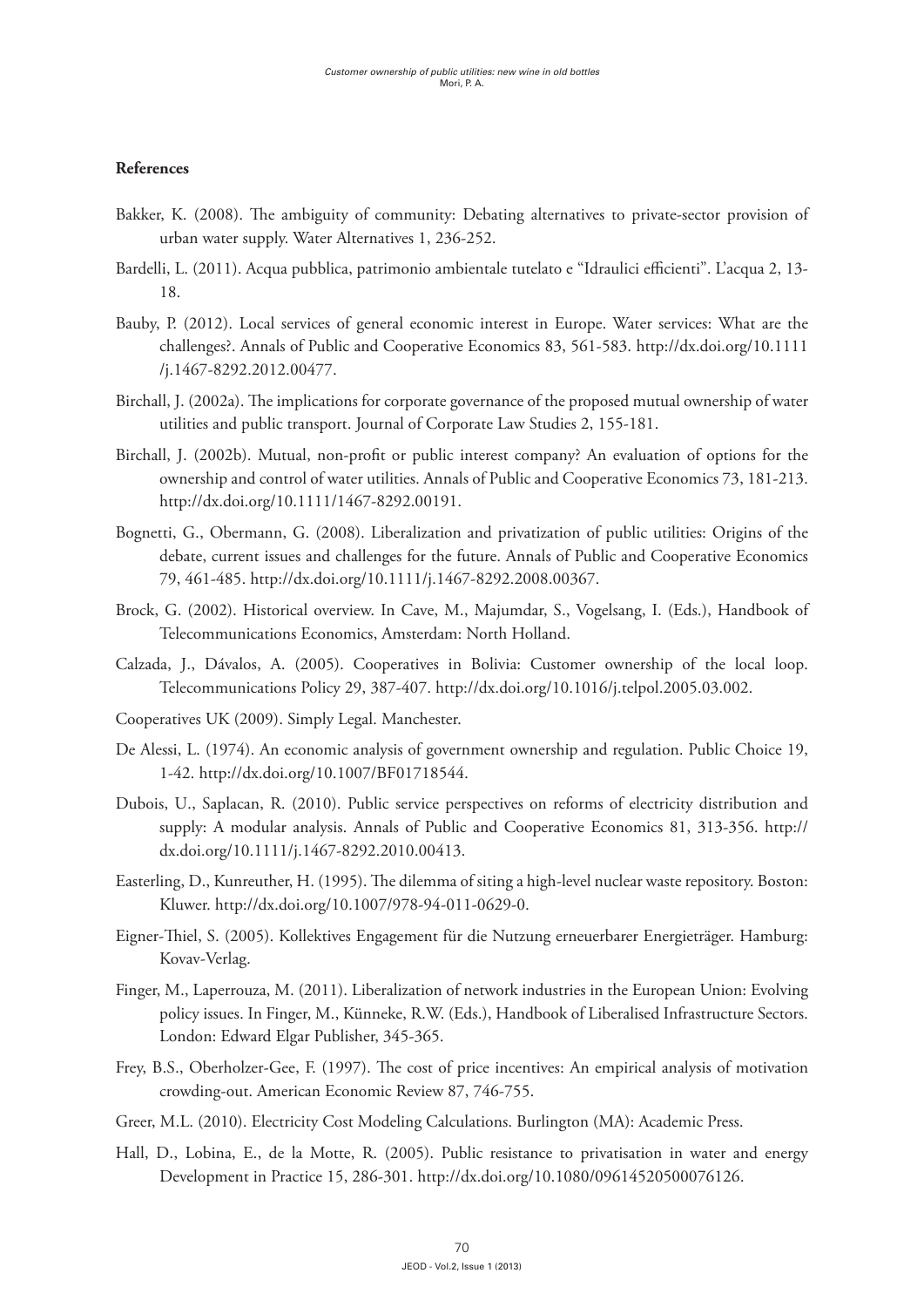**References**

Bakker, K. (2008). The ambiguity of community: Debating alternatives to private-sector provision of urban water supply. Water Alternatives 1, 236-252.

Bardelli, L. (2011). Acqua pubblica, patrimonio ambientale tutelato e "Idraulici efficienti". L'acqua 2, 13-18.

Bauby, P. (2012). Local services of general economic interest in Europe. Water services: What are the challenges?. Annals of Public and Cooperative Economics 83, 561-583. http://dx.doi.org/10.1111/j.1467-8292.2012.00477.

Birchall, J. (2002a). The implications for corporate governance of the proposed mutual ownership of water utilities and public transport. Journal of Corporate Law Studies 2, 155-181.

Birchall, J. (2002b). Mutual, non-profit or public interest company? An evaluation of options for the ownership and control of water utilities. Annals of Public and Cooperative Economics 73, 181-213. http://dx.doi.org/10.1111/1467-8292.00191.

Bognetti, G., Obermann, G. (2008). Liberalization and privatization of public utilities: Origins of the debate, current issues and challenges for the future. Annals of Public and Cooperative Economics 79, 461-485. http://dx.doi.org/10.1111/j.1467-8292.2008.00367.

Brock, G. (2002). Historical overview. In Cave, M., Majumdar, S., Vogelsang, I. (Eds.), Handbook of Telecommunications Economics, Amsterdam: North Holland.

Calzada, J., Dávalos, A. (2005). Cooperatives in Bolivia: Customer ownership of the local loop. Telecommunications Policy 29, 387-407. http://dx.doi.org/10.1016/j.telpol.2005.03.002.

Cooperatives UK (2009). Simply Legal. Manchester.

De Alessi, L. (1974). An economic analysis of government ownership and regulation. Public Choice 19, 1-42. http://dx.doi.org/10.1007/BF01718544.

Dubois, U., Saplacan, R. (2010). Public service perspectives on reforms of electricity distribution and supply: A modular analysis. Annals of Public and Cooperative Economics 81, 313-356. http://dx.doi.org/10.1111/j.1467-8292.2010.00413.

Easterling, D., Kunreuther, H. (1995). The dilemma of siting a high-level nuclear waste repository. Boston: Kluwer. http://dx.doi.org/10.1007/978-94-011-0629-0.

Eigner-Thiel, S. (2005). Kollektives Engagement für die Nutzung erneuerbarer Energieträger. Hamburg: Kovav-Verlag.

Finger, M., Laperrouza, M. (2011). Liberalization of network industries in the European Union: Evolving policy issues. In Finger, M., Künneke, R.W. (Eds.), Handbook of Liberalised Infrastructure Sectors. London: Edward Elgar Publisher, 345-365.

Frey, B.S., Oberholzer-Gee, F. (1997). The cost of price incentives: An empirical analysis of motivation crowding-out. American Economic Review 87, 746-755.

Greer, M.L. (2010). Electricity Cost Modeling Calculations. Burlington (MA): Academic Press.

Hall, D., Lobina, E., de la Motte, R. (2005). Public resistance to privatisation in water and energy Development in Practice 15, 286-301. http://dx.doi.org/10.1080/09614520500076126.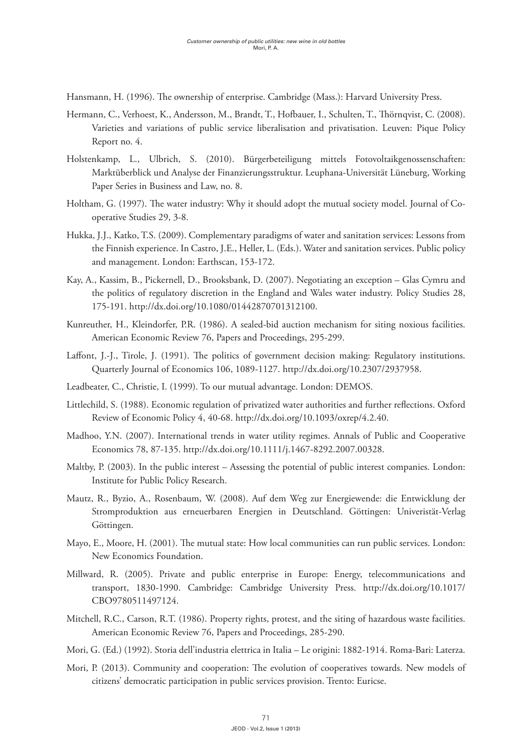Hansmann, H. (1996). The ownership of enterprise. Cambridge (Mass.): Harvard University Press.

Hermann, C., Verhoest, K., Andersson, M., Brandt, T., Hofbauer, I., Schulten, T., Thörnqvist, C. (2008). Varieties and variations of public service liberalisation and privatisation. Leuven: Pique Policy Report no. 4.

Holstenkamp, L., Ulbrich, S. (2010). Bürgerbeteiligung mittels Fotovoltaikgenossenschaften: Marktüberblick und Analyse der Finanzierungsstruktur. Leuphana-Universität Lüneburg, Working Paper Series in Business and Law, no. 8.

Holtham, G. (1997). The water industry: Why it should adopt the mutual society model. Journal of Co-operative Studies 29, 3-8.

Hukka, J.J., Katko, T.S. (2009). Complementary paradigms of water and sanitation services: Lessons from the Finnish experience. In Castro, J.E., Heller, L. (Eds.). Water and sanitation services. Public policy and management. London: Earthscan, 153-172.

Kay, A., Kassim, B., Pickernell, D., Brooksbank, D. (2007). Negotiating an exception – Glas Cymru and the politics of regulatory discretion in the England and Wales water industry. Policy Studies 28, 175-191. http://dx.doi.org/10.1080/01442870701312100.

Kunreuther, H., Kleindorfer, P.R. (1986). A sealed-bid auction mechanism for siting noxious facilities. American Economic Review 76, Papers and Proceedings, 295-299.

Laffont, J.-J., Tirole, J. (1991). The politics of government decision making: Regulatory institutions. Quarterly Journal of Economics 106, 1089-1127. http://dx.doi.org/10.2307/2937958.

Leadbeater, C., Christie, I. (1999). To our mutual advantage. London: DEMOS.

Littlechild, S. (1988). Economic regulation of privatized water authorities and further reflections. Oxford Review of Economic Policy 4, 40-68. http://dx.doi.org/10.1093/oxrep/4.2.40.

Madhoo, Y.N. (2007). International trends in water utility regimes. Annals of Public and Cooperative Economics 78, 87-135. http://dx.doi.org/10.1111/j.1467-8292.2007.00328.

Maltby, P. (2003). In the public interest – Assessing the potential of public interest companies. London: Institute for Public Policy Research.

Mautz, R., Byzio, A., Rosenbaum, W. (2008). Auf dem Weg zur Energiewende: die Entwicklung der Stromproduktion aus erneuerbaren Energien in Deutschland. Göttingen: Univeristät-Verlag Göttingen.

Mayo, E., Moore, H. (2001). The mutual state: How local communities can run public services. London: New Economics Foundation.

Millward, R. (2005). Private and public enterprise in Europe: Energy, telecommunications and transport, 1830-1990. Cambridge: Cambridge University Press. http://dx.doi.org/10.1017/CBO9780511497124.

Mitchell, R.C., Carson, R.T. (1986). Property rights, protest, and the siting of hazardous waste facilities. American Economic Review 76, Papers and Proceedings, 285-290.

Mori, G. (Ed.) (1992). Storia dell'industria elettrica in Italia – Le origini: 1882-1914. Roma-Bari: Laterza.

Mori, P. (2013). Community and cooperation: The evolution of cooperatives towards. New models of citizens' democratic participation in public services provision. Trento: Euricse.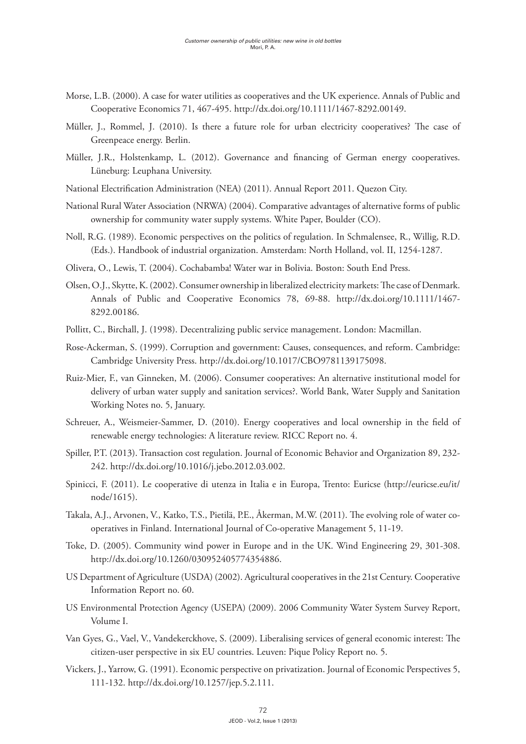Morse, L.B. (2000). A case for water utilities as cooperatives and the UK experience. Annals of Public and Cooperative Economics 71, 467-495. http://dx.doi.org/10.1111/1467-8292.00149.

Müller, J., Rommel, J. (2010). Is there a future role for urban electricity cooperatives? The case of Greenpeace energy. Berlin.

Müller, J.R., Holstenkamp, L. (2012). Governance and financing of German energy cooperatives. Lüneburg: Leuphana University.

National Electrification Administration (NEA) (2011). Annual Report 2011. Quezon City.

National Rural Water Association (NRWA) (2004). Comparative advantages of alternative forms of public ownership for community water supply systems. White Paper, Boulder (CO).

Noll, R.G. (1989). Economic perspectives on the politics of regulation. In Schmalensee, R., Willig, R.D. (Eds.). Handbook of industrial organization. Amsterdam: North Holland, vol. II, 1254-1287.

Olivera, O., Lewis, T. (2004). Cochabamba! Water war in Bolivia. Boston: South End Press.

Olsen, O.J., Skytte, K. (2002). Consumer ownership in liberalized electricity markets: The case of Denmark. Annals of Public and Cooperative Economics 78, 69-88. http://dx.doi.org/10.1111/1467-8292.00186.

Pollitt, C., Birchall, J. (1998). Decentralizing public service management. London: Macmillan.

Rose-Ackerman, S. (1999). Corruption and government: Causes, consequences, and reform. Cambridge: Cambridge University Press. http://dx.doi.org/10.1017/CBO9781139175098.

Ruiz-Mier, F., van Ginneken, M. (2006). Consumer cooperatives: An alternative institutional model for delivery of urban water supply and sanitation services?. World Bank, Water Supply and Sanitation Working Notes no. 5, January.

Schreuer, A., Weismeier-Sammer, D. (2010). Energy cooperatives and local ownership in the field of renewable energy technologies: A literature review. RICC Report no. 4.

Spiller, P.T. (2013). Transaction cost regulation. Journal of Economic Behavior and Organization 89, 232-242. http://dx.doi.org/10.1016/j.jebo.2012.03.002.

Spinicci, F. (2011). Le cooperative di utenza in Italia e in Europa, Trento: Euricse (http://euricse.eu/it/node/1615).

Takala, A.J., Arvonen, V., Katko, T.S., Pietilä, P.E., Åkerman, M.W. (2011). The evolving role of water co-operatives in Finland. International Journal of Co-operative Management 5, 11-19.

Toke, D. (2005). Community wind power in Europe and in the UK. Wind Engineering 29, 301-308. http://dx.doi.org/10.1260/030952405774354886.

US Department of Agriculture (USDA) (2002). Agricultural cooperatives in the 21st Century. Cooperative Information Report no. 60.

US Environmental Protection Agency (USEPA) (2009). 2006 Community Water System Survey Report, Volume I.

Van Gyes, G., Vael, V., Vandekerckhove, S. (2009). Liberalising services of general economic interest: The citizen-user perspective in six EU countries. Leuven: Pique Policy Report no. 5.

Vickers, J., Yarrow, G. (1991). Economic perspective on privatization. Journal of Economic Perspectives 5, 111-132. http://dx.doi.org/10.1257/jep.5.2.111.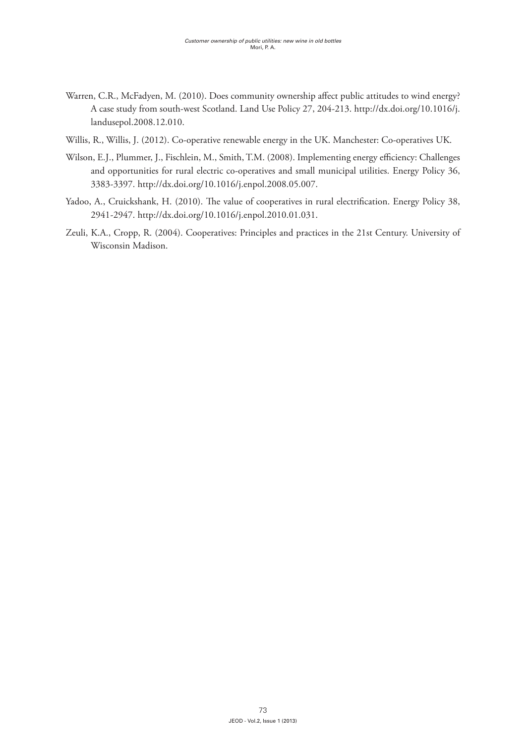Warren, C.R., McFadyen, M. (2010). Does community ownership affect public attitudes to wind energy? A case study from south-west Scotland. Land Use Policy 27, 204-213. http://dx.doi.org/10.1016/j.landusepol.2008.12.010.

Willis, R., Willis, J. (2012). Co-operative renewable energy in the UK. Manchester: Co-operatives UK.

Wilson, E.J., Plummer, J., Fischlein, M., Smith, T.M. (2008). Implementing energy efficiency: Challenges and opportunities for rural electric co-operatives and small municipal utilities. Energy Policy 36, 3383-3397. http://dx.doi.org/10.1016/j.enpol.2008.05.007.

Yadoo, A., Cruickshank, H. (2010). The value of cooperatives in rural electrification. Energy Policy 38, 2941-2947. http://dx.doi.org/10.1016/j.enpol.2010.01.031.

Zeuli, K.A., Cropp, R. (2004). Cooperatives: Principles and practices in the 21st Century. University of Wisconsin Madison.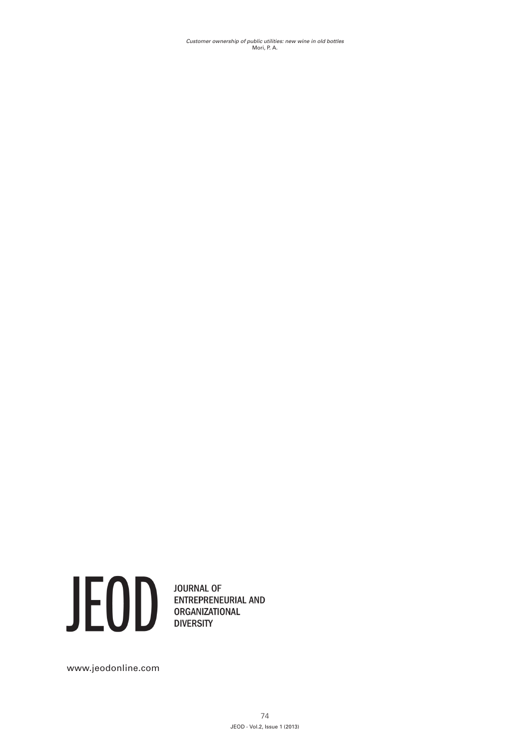JEOD

JOURNAL OF ENTREPRENEURIAL AND ORGANIZATIONAL DIVERSITY

www.jeodonline.com